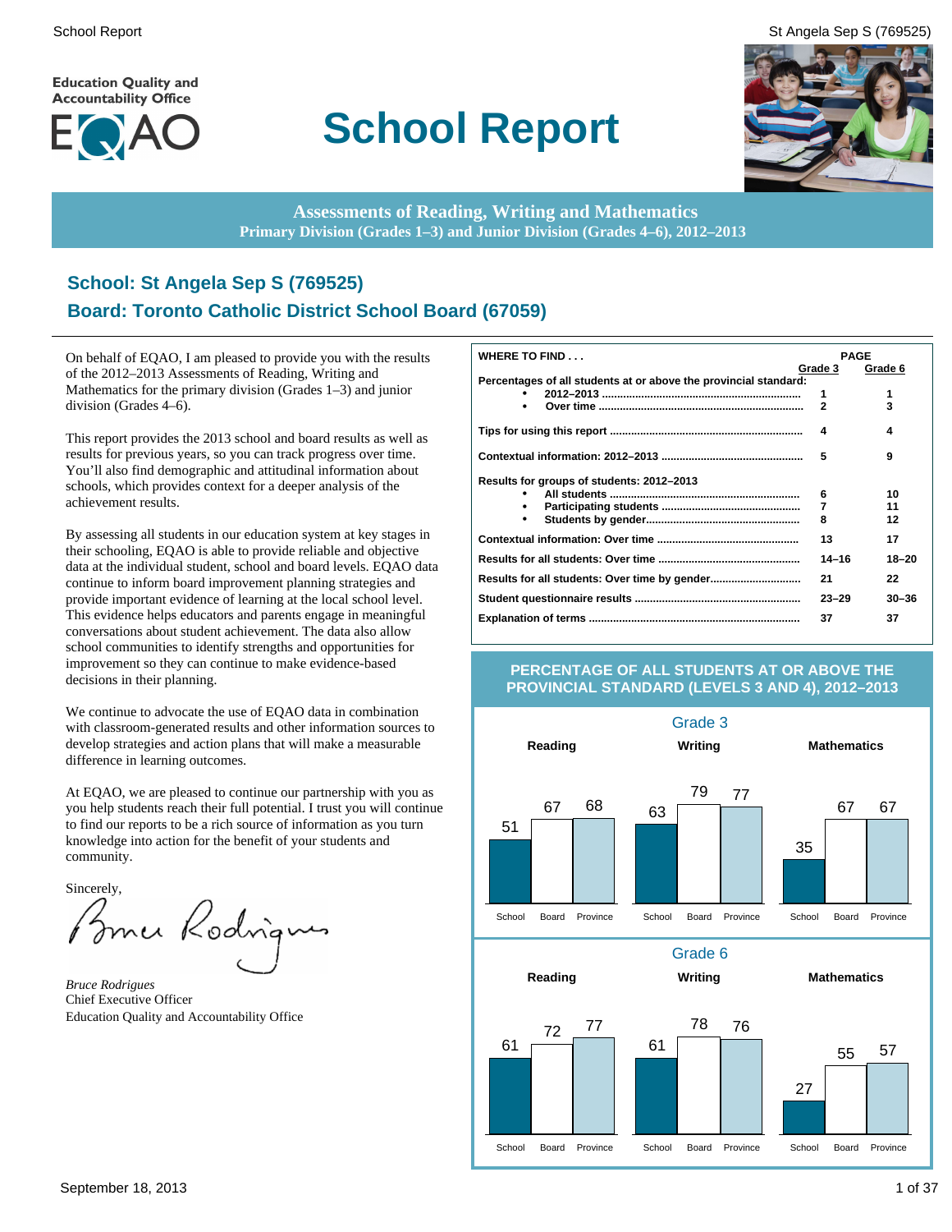# School Report

Education Quality and Accountability Office

**Assessments of Reading, Writing and Mathematics**
**Primary Division (Grades 1–3) and Junior Division (Grades 4–6), 2012–2013**

## School: St Angela Sep S (769525)
## Board: Toronto Catholic District School Board (67059)

On behalf of EQAO, I am pleased to provide you with the results of the 2012–2013 Assessments of Reading, Writing and Mathematics for the primary division (Grades 1–3) and junior division (Grades 4–6).

This report provides the 2013 school and board results as well as results for previous years, so you can track progress over time. You'll also find demographic and attitudinal information about schools, which provides context for a deeper analysis of the achievement results.

By assessing all students in our education system at key stages in their schooling, EQAO is able to provide reliable and objective data at the individual student, school and board levels. EQAO data continue to inform board improvement planning strategies and provide important evidence of learning at the local school level. This evidence helps educators and parents engage in meaningful conversations about student achievement. The data also allow school communities to identify strengths and opportunities for improvement so they can continue to make evidence-based decisions in their planning.

We continue to advocate the use of EQAO data in combination with classroom-generated results and other information sources to develop strategies and action plans that will make a measurable difference in learning outcomes.

At EQAO, we are pleased to continue our partnership with you as you help students reach their full potential. I trust you will continue to find our reports to be a rich source of information as you turn knowledge into action for the benefit of your students and community.

Sincerely,

*Bruce Rodrigues*
Chief Executive Officer
Education Quality and Accountability Office

| WHERE TO FIND . . . | PAGE Grade 3 | PAGE Grade 6 |
|---|---|---|
| **Percentages of all students at or above the provincial standard:** | | |
| • 2012–2013 | 1 | 1 |
| • Over time | 2 | 3 |
| Tips for using this report | 4 | 4 |
| Contextual information: 2012–2013 | 5 | 9 |
| **Results for groups of students: 2012–2013** | | |
| • All students | 6 | 10 |
| • Participating students | 7 | 11 |
| • Students by gender | 8 | 12 |
| Contextual information: Over time | 13 | 17 |
| Results for all students: Over time | 14–16 | 18–20 |
| Results for all students: Over time by gender | 21 | 22 |
| Student questionnaire results | 23–29 | 30–36 |
| Explanation of terms | 37 | 37 |

### PERCENTAGE OF ALL STUDENTS AT OR ABOVE THE PROVINCIAL STANDARD (LEVELS 3 AND 4), 2012–2013

**Grade 3**

| | School | Board | Province |
|---|---|---|---|
| Reading | 51 | 67 | 68 |
| Writing | 63 | 79 | 77 |
| Mathematics | 35 | 67 | 67 |

**Grade 6**

| | School | Board | Province |
|---|---|---|---|
| Reading | 61 | 72 | 77 |
| Writing | 61 | 78 | 76 |
| Mathematics | 27 | 55 | 57 |

September 18, 2013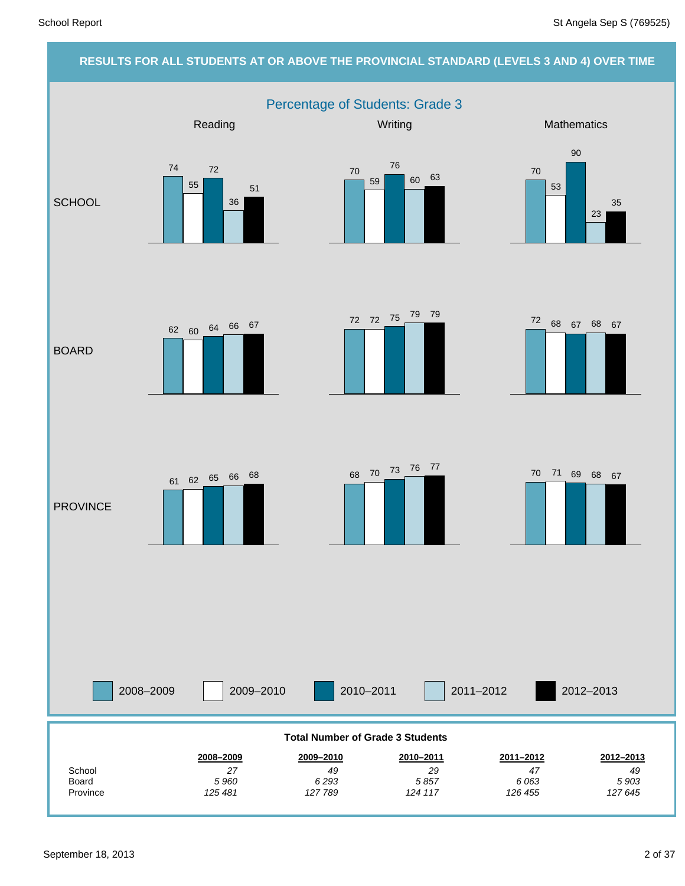## RESULTS FOR ALL STUDENTS AT OR ABOVE THE PROVINCIAL STANDARD (LEVELS 3 AND 4) OVER TIME

### Percentage of Students: Grade 3

| | Subject | 2008–2009 | 2009–2010 | 2010–2011 | 2011–2012 | 2012–2013 |
|---|---|---|---|---|---|---|
| SCHOOL | Reading | 74 | 55 | 72 | 36 | 51 |
| SCHOOL | Writing | 70 | 59 | 76 | 60 | 63 |
| SCHOOL | Mathematics | 70 | 53 | 90 | 23 | 35 |
| BOARD | Reading | 62 | 60 | 64 | 66 | 67 |
| BOARD | Writing | 72 | 72 | 75 | 79 | 79 |
| BOARD | Mathematics | 72 | 68 | 67 | 68 | 67 |
| PROVINCE | Reading | 61 | 62 | 65 | 66 | 68 |
| PROVINCE | Writing | 68 | 70 | 73 | 76 | 77 |
| PROVINCE | Mathematics | 70 | 71 | 69 | 68 | 67 |

**Total Number of Grade 3 Students**

| | 2008–2009 | 2009–2010 | 2010–2011 | 2011–2012 | 2012–2013 |
|---|---|---|---|---|---|
| School | *27* | *49* | *29* | *47* | *49* |
| Board | *5 960* | *6 293* | *5 857* | *6 063* | *5 903* |
| Province | *125 481* | *127 789* | *124 117* | *126 455* | *127 645* |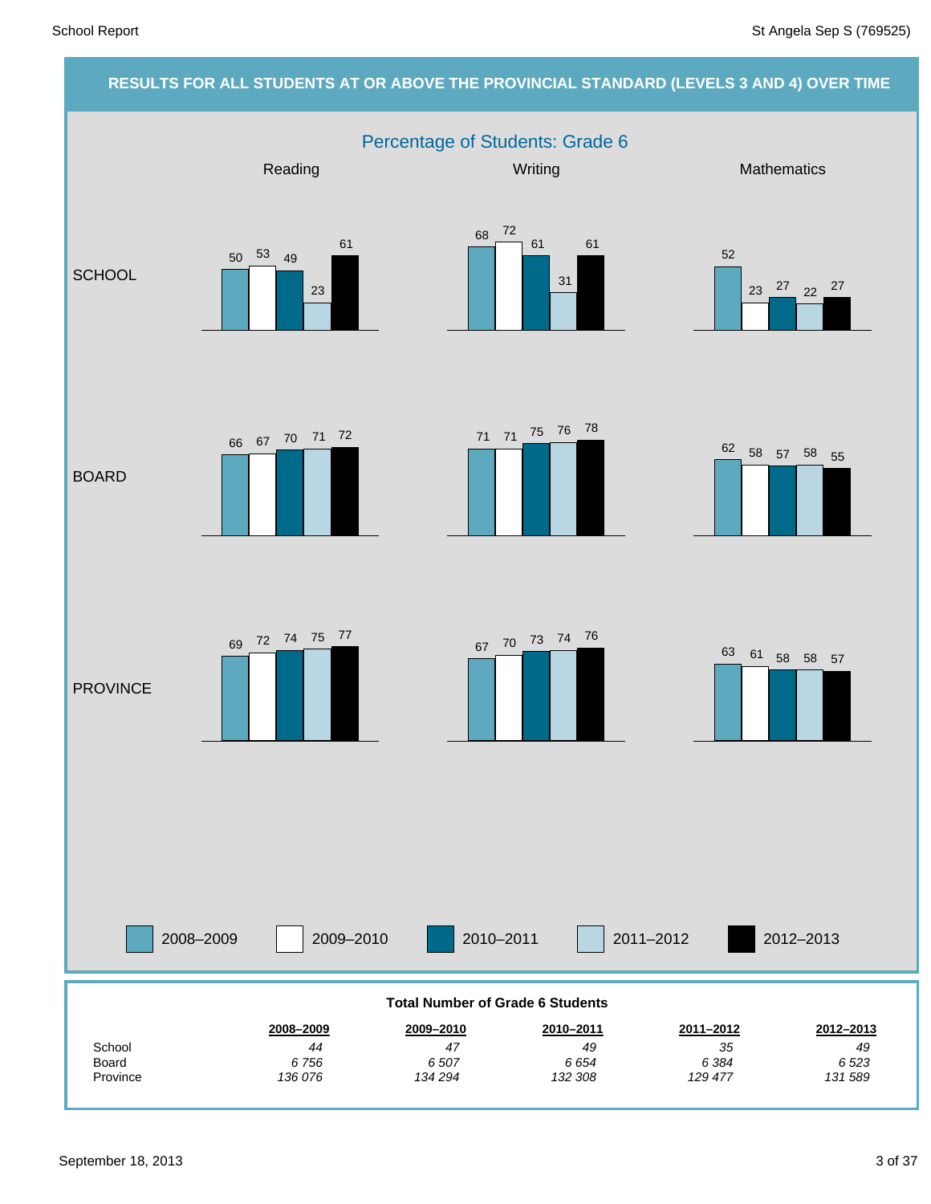## RESULTS FOR ALL STUDENTS AT OR ABOVE THE PROVINCIAL STANDARD (LEVELS 3 AND 4) OVER TIME

### Percentage of Students: Grade 6

| | Reading | | | | | Writing | | | | | Mathematics | | | | |
|---|---|---|---|---|---|---|---|---|---|---|---|---|---|---|---|
| | 2008–2009 | 2009–2010 | 2010–2011 | 2011–2012 | 2012–2013 | 2008–2009 | 2009–2010 | 2010–2011 | 2011–2012 | 2012–2013 | 2008–2009 | 2009–2010 | 2010–2011 | 2011–2012 | 2012–2013 |
| SCHOOL | 50 | 53 | 49 | 23 | 61 | 68 | 72 | 61 | 31 | 61 | 52 | 23 | 27 | 22 | 27 |
| BOARD | 66 | 67 | 70 | 71 | 72 | 71 | 71 | 75 | 76 | 78 | 62 | 58 | 57 | 58 | 55 |
| PROVINCE | 69 | 72 | 74 | 75 | 77 | 67 | 70 | 73 | 74 | 76 | 63 | 61 | 58 | 58 | 57 |

**Total Number of Grade 6 Students**

| | 2008–2009 | 2009–2010 | 2010–2011 | 2011–2012 | 2012–2013 |
|---|---|---|---|---|---|
| School | *44* | *47* | *49* | *35* | *49* |
| Board | *6 756* | *6 507* | *6 654* | *6 384* | *6 523* |
| Province | *136 076* | *134 294* | *132 308* | *129 477* | *131 589* |

September 18, 2013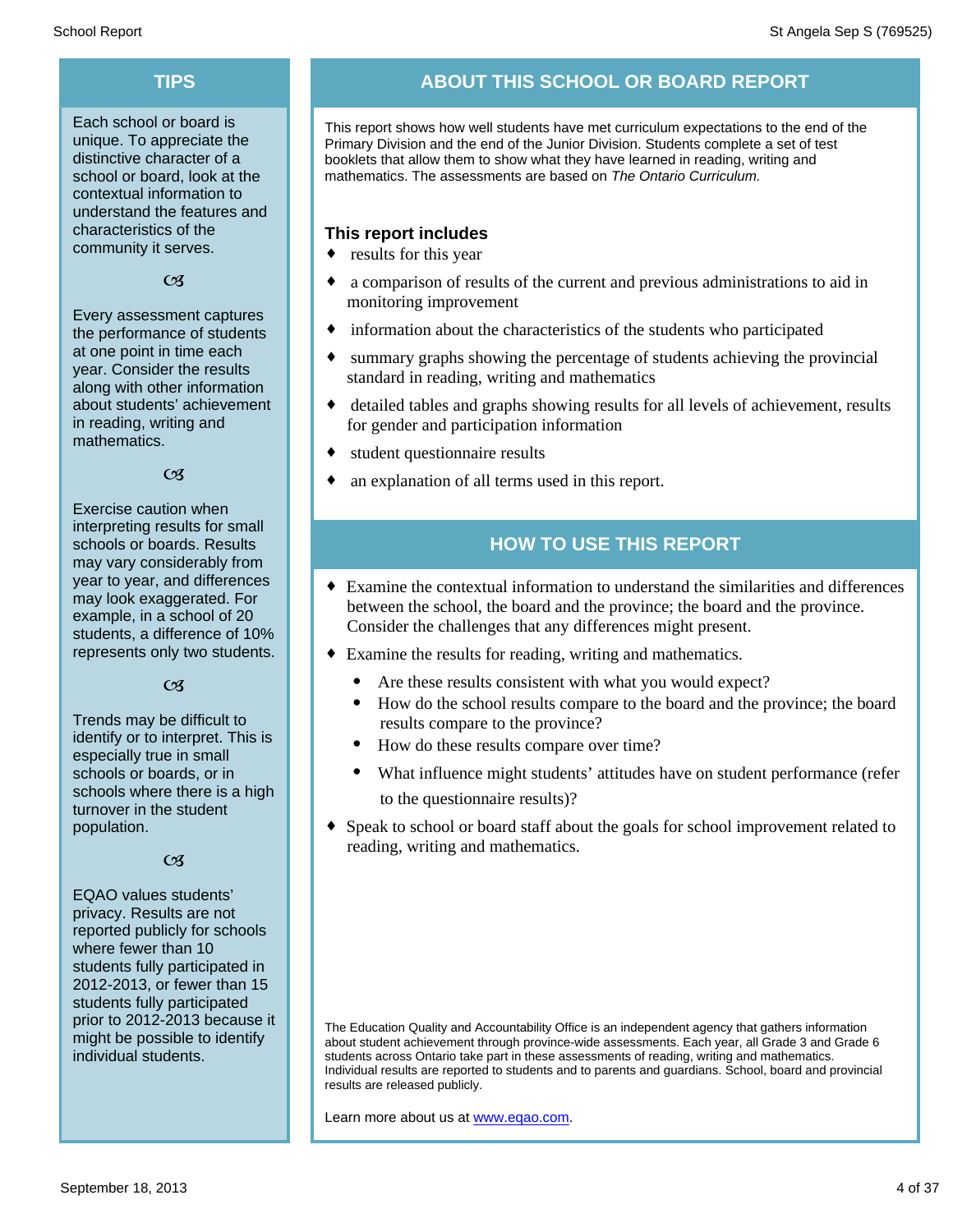## TIPS

Each school or board is unique. To appreciate the distinctive character of a school or board, look at the contextual information to understand the features and characteristics of the community it serves.

Every assessment captures the performance of students at one point in time each year. Consider the results along with other information about students' achievement in reading, writing and mathematics.

Exercise caution when interpreting results for small schools or boards. Results may vary considerably from year to year, and differences may look exaggerated. For example, in a school of 20 students, a difference of 10% represents only two students.

Trends may be difficult to identify or to interpret. This is especially true in small schools or boards, or in schools where there is a high turnover in the student population.

EQAO values students' privacy. Results are not reported publicly for schools where fewer than 10 students fully participated in 2012-2013, or fewer than 15 students fully participated prior to 2012-2013 because it might be possible to identify individual students.

## ABOUT THIS SCHOOL OR BOARD REPORT

This report shows how well students have met curriculum expectations to the end of the Primary Division and the end of the Junior Division. Students complete a set of test booklets that allow them to show what they have learned in reading, writing and mathematics. The assessments are based on *The Ontario Curriculum.*

### This report includes

- results for this year
- a comparison of results of the current and previous administrations to aid in monitoring improvement
- information about the characteristics of the students who participated
- summary graphs showing the percentage of students achieving the provincial standard in reading, writing and mathematics
- detailed tables and graphs showing results for all levels of achievement, results for gender and participation information
- student questionnaire results
- an explanation of all terms used in this report.

## HOW TO USE THIS REPORT

- Examine the contextual information to understand the similarities and differences between the school, the board and the province; the board and the province. Consider the challenges that any differences might present.
- Examine the results for reading, writing and mathematics.
  - Are these results consistent with what you would expect?
  - How do the school results compare to the board and the province; the board results compare to the province?
  - How do these results compare over time?
  - What influence might students' attitudes have on student performance (refer to the questionnaire results)?
- Speak to school or board staff about the goals for school improvement related to reading, writing and mathematics.

The Education Quality and Accountability Office is an independent agency that gathers information about student achievement through province-wide assessments. Each year, all Grade 3 and Grade 6 students across Ontario take part in these assessments of reading, writing and mathematics. Individual results are reported to students and to parents and guardians. School, board and provincial results are released publicly.

Learn more about us at www.eqao.com.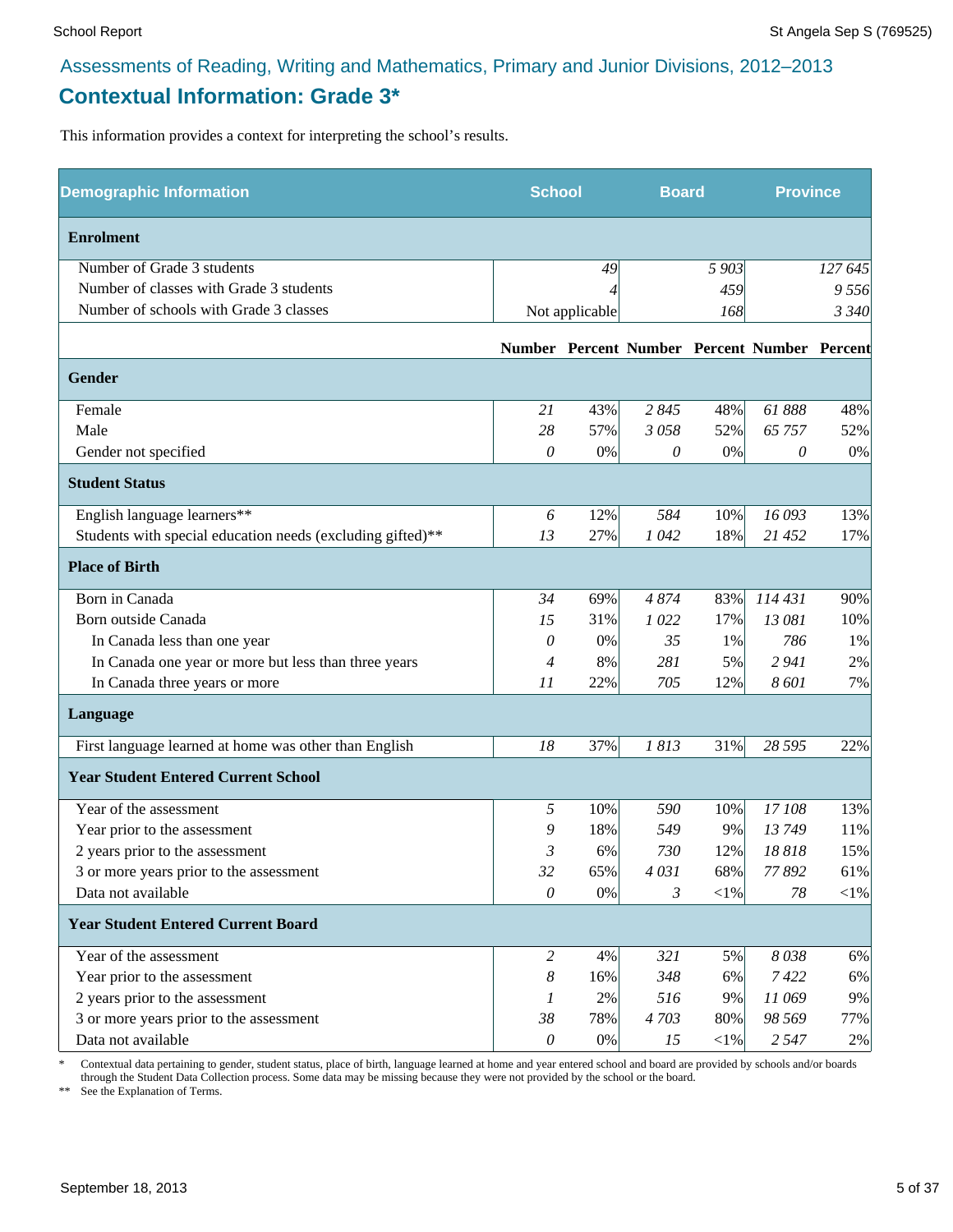Assessments of Reading, Writing and Mathematics, Primary and Junior Divisions, 2012–2013

## Contextual Information: Grade 3*

This information provides a context for interpreting the school's results.

| Demographic Information | School | | Board | | Province | |
|---|---|---|---|---|---|---|
| **Enrolment** | | | | | | |
| Number of Grade 3 students | 49 | | 5 903 | | 127 645 | |
| Number of classes with Grade 3 students | 4 | | 459 | | 9 556 | |
| Number of schools with Grade 3 classes | Not applicable | | 168 | | 3 340 | |
| | **Number** | **Percent** | **Number** | **Percent** | **Number** | **Percent** |
| **Gender** | | | | | | |
| Female | 21 | 43% | 2 845 | 48% | 61 888 | 48% |
| Male | 28 | 57% | 3 058 | 52% | 65 757 | 52% |
| Gender not specified | 0 | 0% | 0 | 0% | 0 | 0% |
| **Student Status** | | | | | | |
| English language learners** | 6 | 12% | 584 | 10% | 16 093 | 13% |
| Students with special education needs (excluding gifted)** | 13 | 27% | 1 042 | 18% | 21 452 | 17% |
| **Place of Birth** | | | | | | |
| Born in Canada | 34 | 69% | 4 874 | 83% | 114 431 | 90% |
| Born outside Canada | 15 | 31% | 1 022 | 17% | 13 081 | 10% |
| In Canada less than one year | 0 | 0% | 35 | 1% | 786 | 1% |
| In Canada one year or more but less than three years | 4 | 8% | 281 | 5% | 2 941 | 2% |
| In Canada three years or more | 11 | 22% | 705 | 12% | 8 601 | 7% |
| **Language** | | | | | | |
| First language learned at home was other than English | 18 | 37% | 1 813 | 31% | 28 595 | 22% |
| **Year Student Entered Current School** | | | | | | |
| Year of the assessment | 5 | 10% | 590 | 10% | 17 108 | 13% |
| Year prior to the assessment | 9 | 18% | 549 | 9% | 13 749 | 11% |
| 2 years prior to the assessment | 3 | 6% | 730 | 12% | 18 818 | 15% |
| 3 or more years prior to the assessment | 32 | 65% | 4 031 | 68% | 77 892 | 61% |
| Data not available | 0 | 0% | 3 | <1% | 78 | <1% |
| **Year Student Entered Current Board** | | | | | | |
| Year of the assessment | 2 | 4% | 321 | 5% | 8 038 | 6% |
| Year prior to the assessment | 8 | 16% | 348 | 6% | 7 422 | 6% |
| 2 years prior to the assessment | 1 | 2% | 516 | 9% | 11 069 | 9% |
| 3 or more years prior to the assessment | 38 | 78% | 4 703 | 80% | 98 569 | 77% |
| Data not available | 0 | 0% | 15 | <1% | 2 547 | 2% |

\* Contextual data pertaining to gender, student status, place of birth, language learned at home and year entered school and board are provided by schools and/or boards through the Student Data Collection process. Some data may be missing because they were not provided by the school or the board.

** See the Explanation of Terms.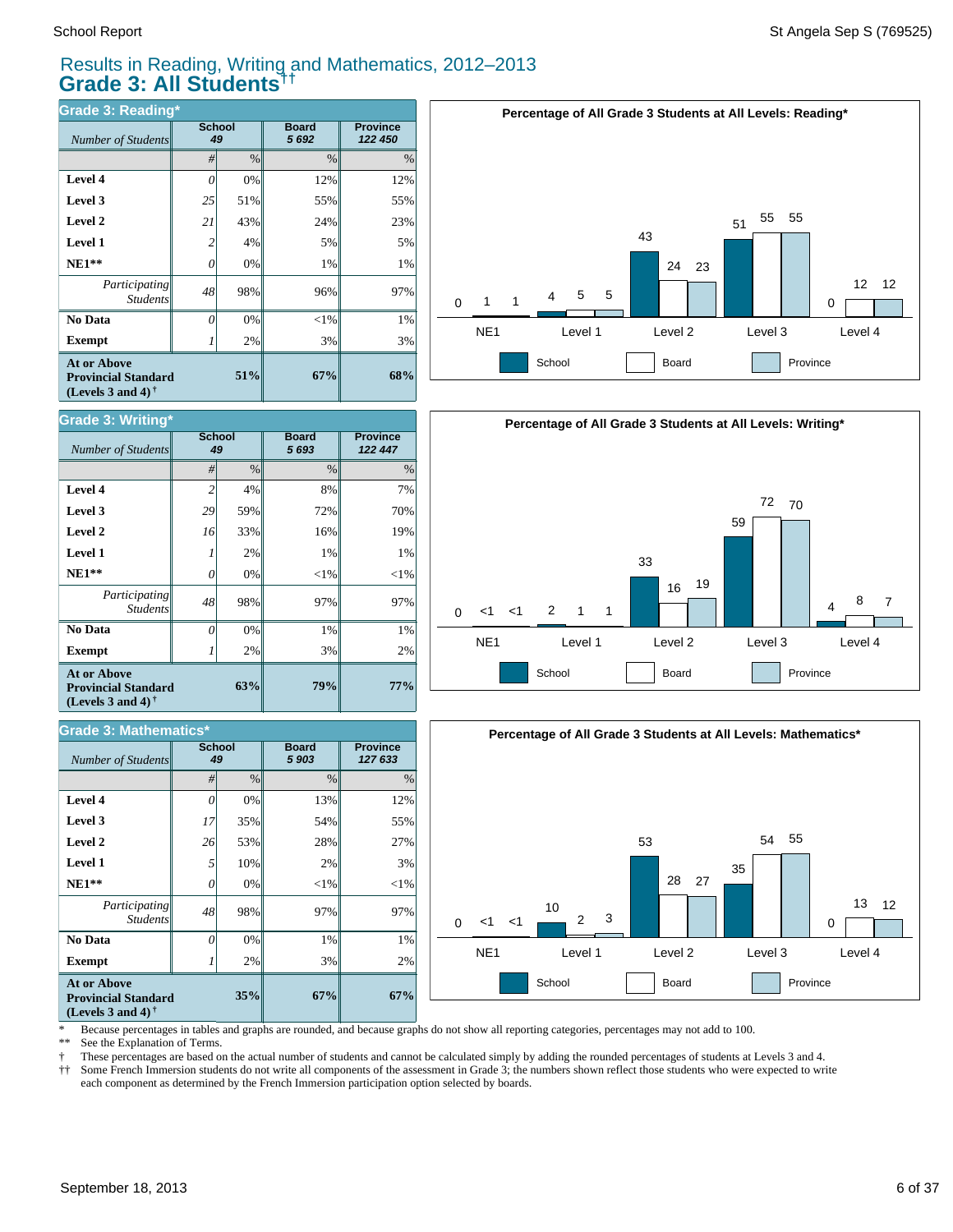# Results in Reading, Writing and Mathematics, 2012–2013
## Grade 3: All Students††

### Grade 3: Reading*

| *Number of Students* | School 49 | | Board 5 692 | Province 122 450 |
|---|---|---|---|---|
| | # | % | % | % |
| **Level 4** | *0* | 0% | 12% | 12% |
| **Level 3** | *25* | 51% | 55% | 55% |
| **Level 2** | *21* | 43% | 24% | 23% |
| **Level 1** | *2* | 4% | 5% | 5% |
| **NE1**** | *0* | 0% | 1% | 1% |
| *Participating Students* | *48* | 98% | 96% | 97% |
| **No Data** | *0* | 0% | <1% | 1% |
| **Exempt** | *1* | 2% | 3% | 3% |
| **At or Above Provincial Standard (Levels 3 and 4)†** | | **51%** | **67%** | **68%** |

**Percentage of All Grade 3 Students at All Levels: Reading***

| | NE1 | Level 1 | Level 2 | Level 3 | Level 4 |
|---|---|---|---|---|---|
| School | 0 | 4 | 43 | 51 | 0 |
| Board | 1 | 5 | 24 | 55 | 12 |
| Province | 1 | 5 | 23 | 55 | 12 |

### Grade 3: Writing*

| *Number of Students* | School 49 | | Board 5 693 | Province 122 447 |
|---|---|---|---|---|
| | # | % | % | % |
| **Level 4** | *2* | 4% | 8% | 7% |
| **Level 3** | *29* | 59% | 72% | 70% |
| **Level 2** | *16* | 33% | 16% | 19% |
| **Level 1** | *1* | 2% | 1% | 1% |
| **NE1**** | *0* | 0% | <1% | <1% |
| *Participating Students* | *48* | 98% | 97% | 97% |
| **No Data** | *0* | 0% | 1% | 1% |
| **Exempt** | *1* | 2% | 3% | 2% |
| **At or Above Provincial Standard (Levels 3 and 4)†** | | **63%** | **79%** | **77%** |

**Percentage of All Grade 3 Students at All Levels: Writing***

| | NE1 | Level 1 | Level 2 | Level 3 | Level 4 |
|---|---|---|---|---|---|
| School | 0 | 2 | 33 | 59 | 4 |
| Board | <1 | 1 | 16 | 72 | 8 |
| Province | <1 | 1 | 19 | 70 | 7 |

### Grade 3: Mathematics*

| *Number of Students* | School 49 | | Board 5 903 | Province 127 633 |
|---|---|---|---|---|
| | # | % | % | % |
| **Level 4** | *0* | 0% | 13% | 12% |
| **Level 3** | *17* | 35% | 54% | 55% |
| **Level 2** | *26* | 53% | 28% | 27% |
| **Level 1** | *5* | 10% | 2% | 3% |
| **NE1**** | *0* | 0% | <1% | <1% |
| *Participating Students* | *48* | 98% | 97% | 97% |
| **No Data** | *0* | 0% | 1% | 1% |
| **Exempt** | *1* | 2% | 3% | 2% |
| **At or Above Provincial Standard (Levels 3 and 4)†** | | **35%** | **67%** | **67%** |

**Percentage of All Grade 3 Students at All Levels: Mathematics***

| | NE1 | Level 1 | Level 2 | Level 3 | Level 4 |
|---|---|---|---|---|---|
| School | 0 | 10 | 53 | 35 | 0 |
| Board | <1 | 2 | 28 | 54 | 13 |
| Province | <1 | 3 | 27 | 55 | 12 |

\* Because percentages in tables and graphs are rounded, and because graphs do not show all reporting categories, percentages may not add to 100.

** See the Explanation of Terms.

† These percentages are based on the actual number of students and cannot be calculated simply by adding the rounded percentages of students at Levels 3 and 4.

†† Some French Immersion students do not write all components of the assessment in Grade 3; the numbers shown reflect those students who were expected to write each component as determined by the French Immersion participation option selected by boards.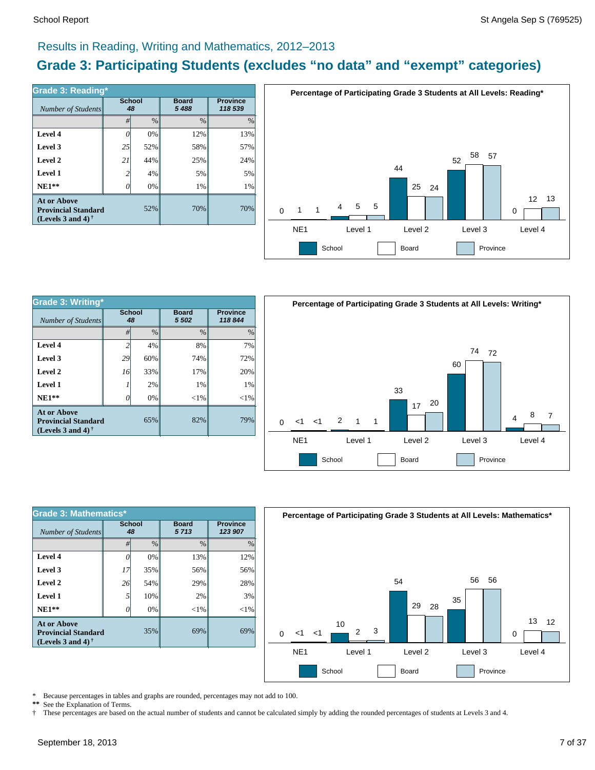## Results in Reading, Writing and Mathematics, 2012–2013

# Grade 3: Participating Students (excludes "no data" and "exempt" categories)

| Grade 3: Reading* | School | | Board | Province |
|---|---|---|---|---|
| *Number of Students* | 48 | | 5 488 | 118 539 |
| | # | % | % | % |
| **Level 4** | 0 | 0% | 12% | 13% |
| **Level 3** | 25 | 52% | 58% | 57% |
| **Level 2** | 21 | 44% | 25% | 24% |
| **Level 1** | 2 | 4% | 5% | 5% |
| **NE1**** | 0 | 0% | 1% | 1% |
| **At or Above Provincial Standard (Levels 3 and 4)†** | | 52% | 70% | 70% |

**Percentage of Participating Grade 3 Students at All Levels: Reading***

| | School | Board | Province |
|---|---|---|---|
| NE1 | 0 | 1 | 1 |
| Level 1 | 4 | 5 | 5 |
| Level 2 | 44 | 25 | 24 |
| Level 3 | 52 | 58 | 57 |
| Level 4 | 0 | 12 | 13 |

| Grade 3: Writing* | School | | Board | Province |
|---|---|---|---|---|
| *Number of Students* | 48 | | 5 502 | 118 844 |
| | # | % | % | % |
| **Level 4** | 2 | 4% | 8% | 7% |
| **Level 3** | 29 | 60% | 74% | 72% |
| **Level 2** | 16 | 33% | 17% | 20% |
| **Level 1** | 1 | 2% | 1% | 1% |
| **NE1**** | 0 | 0% | <1% | <1% |
| **At or Above Provincial Standard (Levels 3 and 4)†** | | 65% | 82% | 79% |

**Percentage of Participating Grade 3 Students at All Levels: Writing***

| | School | Board | Province |
|---|---|---|---|
| NE1 | 0 | <1 | <1 |
| Level 1 | 2 | 1 | 1 |
| Level 2 | 33 | 17 | 20 |
| Level 3 | 60 | 74 | 72 |
| Level 4 | 4 | 8 | 7 |

| Grade 3: Mathematics* | School | | Board | Province |
|---|---|---|---|---|
| *Number of Students* | 48 | | 5 713 | 123 907 |
| | # | % | % | % |
| **Level 4** | 0 | 0% | 13% | 12% |
| **Level 3** | 17 | 35% | 56% | 56% |
| **Level 2** | 26 | 54% | 29% | 28% |
| **Level 1** | 5 | 10% | 2% | 3% |
| **NE1**** | 0 | 0% | <1% | <1% |
| **At or Above Provincial Standard (Levels 3 and 4)†** | | 35% | 69% | 69% |

**Percentage of Participating Grade 3 Students at All Levels: Mathematics***

| | School | Board | Province |
|---|---|---|---|
| NE1 | 0 | <1 | <1 |
| Level 1 | 10 | 2 | 3 |
| Level 2 | 54 | 29 | 28 |
| Level 3 | 35 | 56 | 56 |
| Level 4 | 0 | 13 | 12 |

\* Because percentages in tables and graphs are rounded, percentages may not add to 100.

** See the Explanation of Terms.

† These percentages are based on the actual number of students and cannot be calculated simply by adding the rounded percentages of students at Levels 3 and 4.

September 18, 2013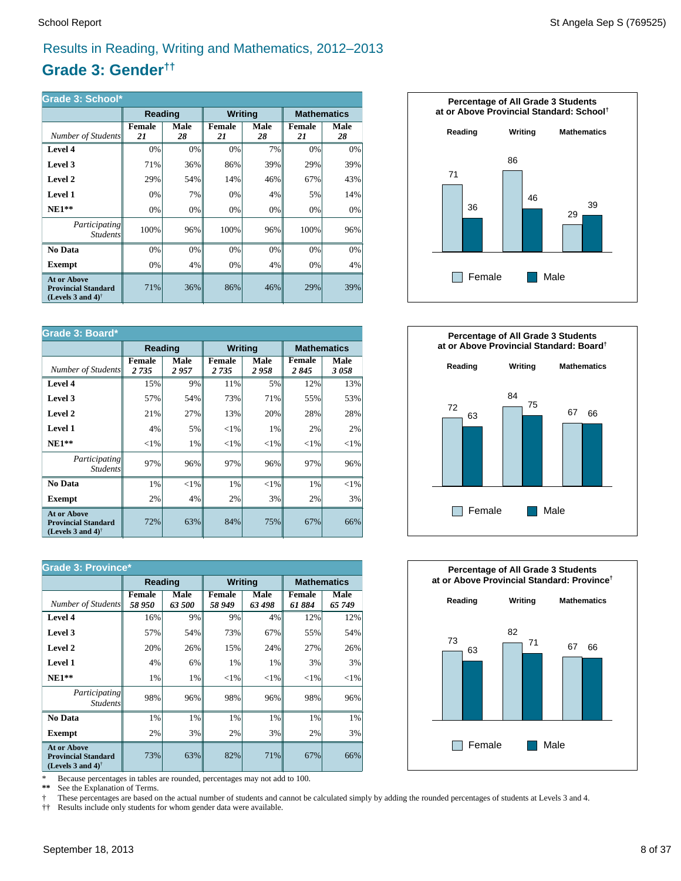## Results in Reading, Writing and Mathematics, 2012–2013

# Grade 3: Gender††

**Grade 3: School***

| | Reading | | Writing | | Mathematics | |
|---|---|---|---|---|---|---|
| *Number of Students* | **Female** *21* | **Male** *28* | **Female** *21* | **Male** *28* | **Female** *21* | **Male** *28* |
| **Level 4** | 0% | 0% | 0% | 7% | 0% | 0% |
| **Level 3** | 71% | 36% | 86% | 39% | 29% | 39% |
| **Level 2** | 29% | 54% | 14% | 46% | 67% | 43% |
| **Level 1** | 0% | 7% | 0% | 4% | 5% | 14% |
| **NE1**** | 0% | 0% | 0% | 0% | 0% | 0% |
| *Participating Students* | 100% | 96% | 100% | 96% | 100% | 96% |
| **No Data** | 0% | 0% | 0% | 0% | 0% | 0% |
| **Exempt** | 0% | 4% | 0% | 4% | 0% | 4% |
| **At or Above Provincial Standard (Levels 3 and 4)†** | 71% | 36% | 86% | 46% | 29% | 39% |

**Percentage of All Grade 3 Students at or Above Provincial Standard: School†**

| | Reading | Writing | Mathematics |
|---|---|---|---|
| Female | 71 | 86 | 29 |
| Male | 36 | 46 | 39 |

**Grade 3: Board***

| | Reading | | Writing | | Mathematics | |
|---|---|---|---|---|---|---|
| *Number of Students* | **Female** *2 735* | **Male** *2 957* | **Female** *2 735* | **Male** *2 958* | **Female** *2 845* | **Male** *3 058* |
| **Level 4** | 15% | 9% | 11% | 5% | 12% | 13% |
| **Level 3** | 57% | 54% | 73% | 71% | 55% | 53% |
| **Level 2** | 21% | 27% | 13% | 20% | 28% | 28% |
| **Level 1** | 4% | 5% | <1% | 1% | 2% | 2% |
| **NE1**** | <1% | 1% | <1% | <1% | <1% | <1% |
| *Participating Students* | 97% | 96% | 97% | 96% | 97% | 96% |
| **No Data** | 1% | <1% | 1% | <1% | 1% | <1% |
| **Exempt** | 2% | 4% | 2% | 3% | 2% | 3% |
| **At or Above Provincial Standard (Levels 3 and 4)†** | 72% | 63% | 84% | 75% | 67% | 66% |

**Percentage of All Grade 3 Students at or Above Provincial Standard: Board†**

| | Reading | Writing | Mathematics |
|---|---|---|---|
| Female | 72 | 84 | 67 |
| Male | 63 | 75 | 66 |

**Grade 3: Province***

| | Reading | | Writing | | Mathematics | |
|---|---|---|---|---|---|---|
| *Number of Students* | **Female** *58 950* | **Male** *63 500* | **Female** *58 949* | **Male** *63 498* | **Female** *61 884* | **Male** *65 749* |
| **Level 4** | 16% | 9% | 9% | 4% | 12% | 12% |
| **Level 3** | 57% | 54% | 73% | 67% | 55% | 54% |
| **Level 2** | 20% | 26% | 15% | 24% | 27% | 26% |
| **Level 1** | 4% | 6% | 1% | 1% | 3% | 3% |
| **NE1**** | 1% | 1% | <1% | <1% | <1% | <1% |
| *Participating Students* | 98% | 96% | 98% | 96% | 98% | 96% |
| **No Data** | 1% | 1% | 1% | 1% | 1% | 1% |
| **Exempt** | 2% | 3% | 2% | 3% | 2% | 3% |
| **At or Above Provincial Standard (Levels 3 and 4)†** | 73% | 63% | 82% | 71% | 67% | 66% |

**Percentage of All Grade 3 Students at or Above Provincial Standard: Province†**

| | Reading | Writing | Mathematics |
|---|---|---|---|
| Female | 73 | 82 | 67 |
| Male | 63 | 71 | 66 |

\* Because percentages in tables are rounded, percentages may not add to 100.
** See the Explanation of Terms.
† These percentages are based on the actual number of students and cannot be calculated simply by adding the rounded percentages of students at Levels 3 and 4.
†† Results include only students for whom gender data were available.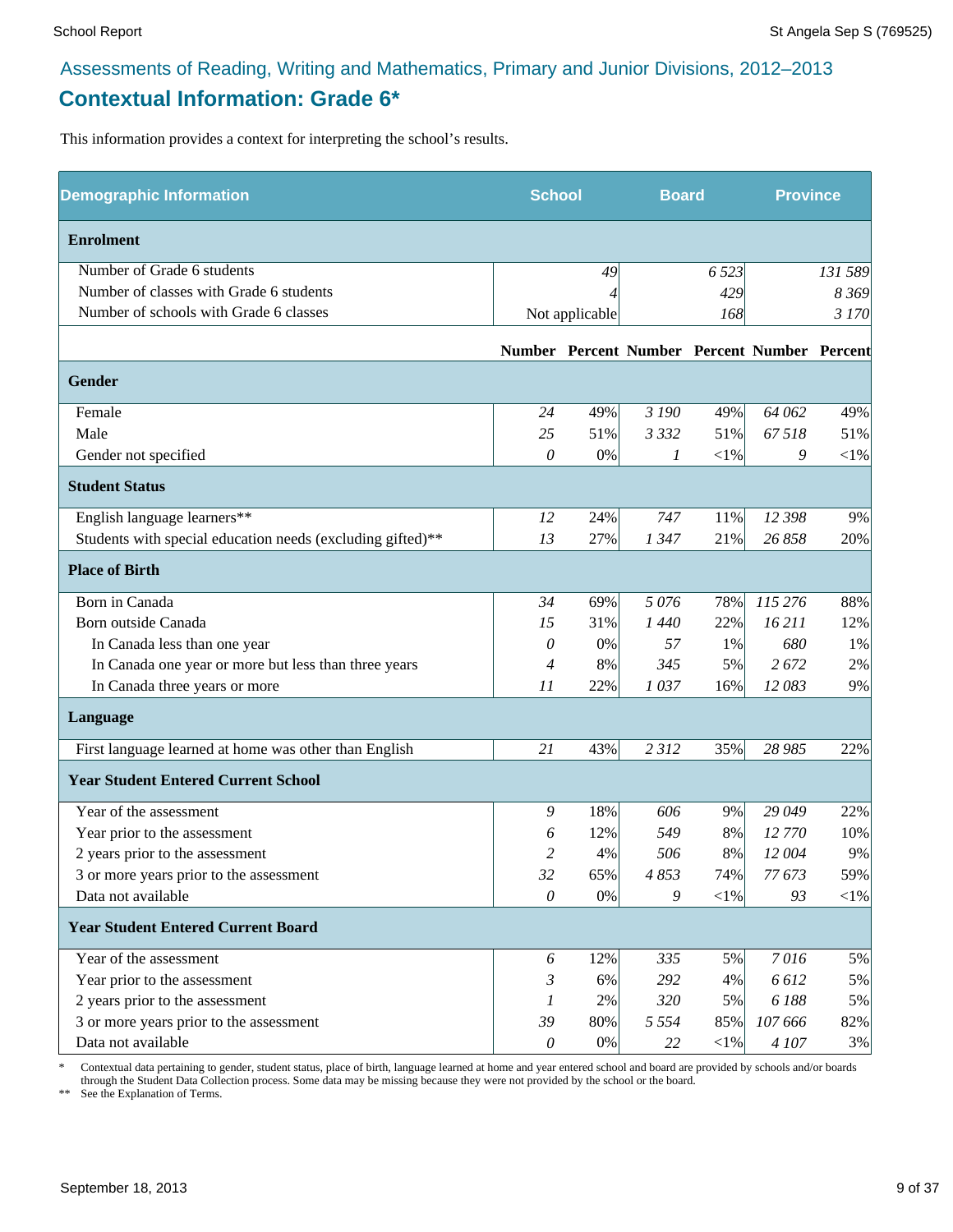## Assessments of Reading, Writing and Mathematics, Primary and Junior Divisions, 2012–2013

# Contextual Information: Grade 6*

This information provides a context for interpreting the school's results.

| Demographic Information | School | | Board | | Province | |
|---|---|---|---|---|---|---|
| **Enrolment** | | | | | | |
| Number of Grade 6 students | 49 | | 6 523 | | 131 589 | |
| Number of classes with Grade 6 students | 4 | | 429 | | 8 369 | |
| Number of schools with Grade 6 classes | Not applicable | | 168 | | 3 170 | |
| | **Number** | **Percent** | **Number** | **Percent** | **Number** | **Percent** |
| **Gender** | | | | | | |
| Female | 24 | 49% | 3 190 | 49% | 64 062 | 49% |
| Male | 25 | 51% | 3 332 | 51% | 67 518 | 51% |
| Gender not specified | 0 | 0% | 1 | <1% | 9 | <1% |
| **Student Status** | | | | | | |
| English language learners** | 12 | 24% | 747 | 11% | 12 398 | 9% |
| Students with special education needs (excluding gifted)** | 13 | 27% | 1 347 | 21% | 26 858 | 20% |
| **Place of Birth** | | | | | | |
| Born in Canada | 34 | 69% | 5 076 | 78% | 115 276 | 88% |
| Born outside Canada | 15 | 31% | 1 440 | 22% | 16 211 | 12% |
| In Canada less than one year | 0 | 0% | 57 | 1% | 680 | 1% |
| In Canada one year or more but less than three years | 4 | 8% | 345 | 5% | 2 672 | 2% |
| In Canada three years or more | 11 | 22% | 1 037 | 16% | 12 083 | 9% |
| **Language** | | | | | | |
| First language learned at home was other than English | 21 | 43% | 2 312 | 35% | 28 985 | 22% |
| **Year Student Entered Current School** | | | | | | |
| Year of the assessment | 9 | 18% | 606 | 9% | 29 049 | 22% |
| Year prior to the assessment | 6 | 12% | 549 | 8% | 12 770 | 10% |
| 2 years prior to the assessment | 2 | 4% | 506 | 8% | 12 004 | 9% |
| 3 or more years prior to the assessment | 32 | 65% | 4 853 | 74% | 77 673 | 59% |
| Data not available | 0 | 0% | 9 | <1% | 93 | <1% |
| **Year Student Entered Current Board** | | | | | | |
| Year of the assessment | 6 | 12% | 335 | 5% | 7 016 | 5% |
| Year prior to the assessment | 3 | 6% | 292 | 4% | 6 612 | 5% |
| 2 years prior to the assessment | 1 | 2% | 320 | 5% | 6 188 | 5% |
| 3 or more years prior to the assessment | 39 | 80% | 5 554 | 85% | 107 666 | 82% |
| Data not available | 0 | 0% | 22 | <1% | 4 107 | 3% |

\* Contextual data pertaining to gender, student status, place of birth, language learned at home and year entered school and board are provided by schools and/or boards through the Student Data Collection process. Some data may be missing because they were not provided by the school or the board.

** See the Explanation of Terms.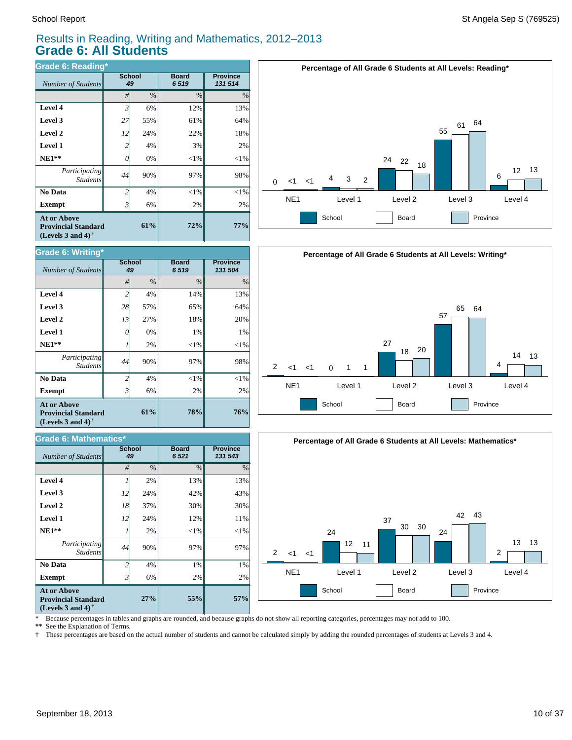# Results in Reading, Writing and Mathematics, 2012–2013
## Grade 6: All Students

### Grade 6: Reading*

| Number of Students | School 49 | | Board 6 519 | Province 131 514 |
|---|---|---|---|---|
| | # | % | % | % |
| **Level 4** | 3 | 6% | 12% | 13% |
| **Level 3** | 27 | 55% | 61% | 64% |
| **Level 2** | 12 | 24% | 22% | 18% |
| **Level 1** | 2 | 4% | 3% | 2% |
| **NE1**** | 0 | 0% | <1% | <1% |
| *Participating Students* | 44 | 90% | 97% | 98% |
| **No Data** | 2 | 4% | <1% | <1% |
| **Exempt** | 3 | 6% | 2% | 2% |
| **At or Above Provincial Standard (Levels 3 and 4)**† | | **61%** | **72%** | **77%** |

**Percentage of All Grade 6 Students at All Levels: Reading***

| | School | Board | Province |
|---|---|---|---|
| NE1 | 0 | <1 | <1 |
| Level 1 | 4 | 3 | 2 |
| Level 2 | 24 | 22 | 18 |
| Level 3 | 55 | 61 | 64 |
| Level 4 | 6 | 12 | 13 |

### Grade 6: Writing*

| Number of Students | School 49 | | Board 6 519 | Province 131 504 |
|---|---|---|---|---|
| | # | % | % | % |
| **Level 4** | 2 | 4% | 14% | 13% |
| **Level 3** | 28 | 57% | 65% | 64% |
| **Level 2** | 13 | 27% | 18% | 20% |
| **Level 1** | 0 | 0% | 1% | 1% |
| **NE1**** | 1 | 2% | <1% | <1% |
| *Participating Students* | 44 | 90% | 97% | 98% |
| **No Data** | 2 | 4% | <1% | <1% |
| **Exempt** | 3 | 6% | 2% | 2% |
| **At or Above Provincial Standard (Levels 3 and 4)**† | | **61%** | **78%** | **76%** |

**Percentage of All Grade 6 Students at All Levels: Writing***

| | School | Board | Province |
|---|---|---|---|
| NE1 | 2 | <1 | <1 |
| Level 1 | 0 | 1 | 1 |
| Level 2 | 27 | 18 | 20 |
| Level 3 | 57 | 65 | 64 |
| Level 4 | 4 | 14 | 13 |

### Grade 6: Mathematics*

| Number of Students | School 49 | | Board 6 521 | Province 131 543 |
|---|---|---|---|---|
| | # | % | % | % |
| **Level 4** | 1 | 2% | 13% | 13% |
| **Level 3** | 12 | 24% | 42% | 43% |
| **Level 2** | 18 | 37% | 30% | 30% |
| **Level 1** | 12 | 24% | 12% | 11% |
| **NE1**** | 1 | 2% | <1% | <1% |
| *Participating Students* | 44 | 90% | 97% | 97% |
| **No Data** | 2 | 4% | 1% | 1% |
| **Exempt** | 3 | 6% | 2% | 2% |
| **At or Above Provincial Standard (Levels 3 and 4)**† | | **27%** | **55%** | **57%** |

**Percentage of All Grade 6 Students at All Levels: Mathematics***

| | School | Board | Province |
|---|---|---|---|
| NE1 | 2 | <1 | <1 |
| Level 1 | 24 | 12 | 11 |
| Level 2 | 37 | 30 | 30 |
| Level 3 | 24 | 42 | 43 |
| Level 4 | 2 | 13 | 13 |

\* Because percentages in tables and graphs are rounded, and because graphs do not show all reporting categories, percentages may not add to 100.

** See the Explanation of Terms.

† These percentages are based on the actual number of students and cannot be calculated simply by adding the rounded percentages of students at Levels 3 and 4.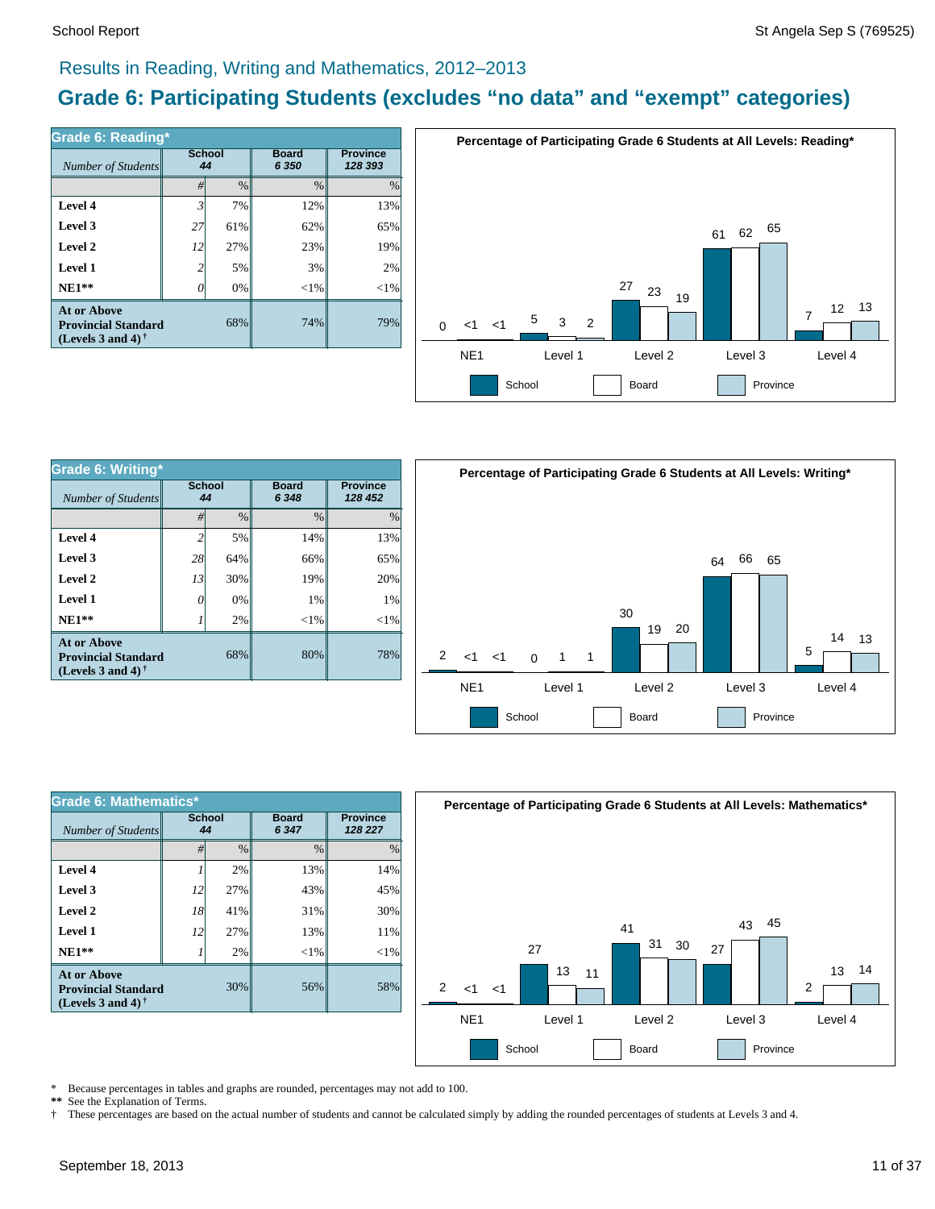## Results in Reading, Writing and Mathematics, 2012–2013

# Grade 6: Participating Students (excludes "no data" and "exempt" categories)

| Grade 6: Reading* | School | | Board | Province |
|---|---|---|---|---|
| *Number of Students* | 44 | | 6 350 | 128 393 |
| | # | % | % | % |
| **Level 4** | 3 | 7% | 12% | 13% |
| **Level 3** | 27 | 61% | 62% | 65% |
| **Level 2** | 12 | 27% | 23% | 19% |
| **Level 1** | 2 | 5% | 3% | 2% |
| **NE1**** | 0 | 0% | <1% | <1% |
| **At or Above Provincial Standard (Levels 3 and 4)** † | | 68% | 74% | 79% |

**Percentage of Participating Grade 6 Students at All Levels: Reading***

| | School | Board | Province |
|---|---|---|---|
| NE1 | 0 | <1 | <1 |
| Level 1 | 5 | 3 | 2 |
| Level 2 | 27 | 23 | 19 |
| Level 3 | 61 | 62 | 65 |
| Level 4 | 7 | 12 | 13 |

| Grade 6: Writing* | School | | Board | Province |
|---|---|---|---|---|
| *Number of Students* | 44 | | 6 348 | 128 452 |
| | # | % | % | % |
| **Level 4** | 2 | 5% | 14% | 13% |
| **Level 3** | 28 | 64% | 66% | 65% |
| **Level 2** | 13 | 30% | 19% | 20% |
| **Level 1** | 0 | 0% | 1% | 1% |
| **NE1**** | 1 | 2% | <1% | <1% |
| **At or Above Provincial Standard (Levels 3 and 4)** † | | 68% | 80% | 78% |

**Percentage of Participating Grade 6 Students at All Levels: Writing***

| | School | Board | Province |
|---|---|---|---|
| NE1 | 2 | <1 | <1 |
| Level 1 | 0 | 1 | 1 |
| Level 2 | 30 | 19 | 20 |
| Level 3 | 64 | 66 | 65 |
| Level 4 | 5 | 14 | 13 |

| Grade 6: Mathematics* | School | | Board | Province |
|---|---|---|---|---|
| *Number of Students* | 44 | | 6 347 | 128 227 |
| | # | % | % | % |
| **Level 4** | 1 | 2% | 13% | 14% |
| **Level 3** | 12 | 27% | 43% | 45% |
| **Level 2** | 18 | 41% | 31% | 30% |
| **Level 1** | 12 | 27% | 13% | 11% |
| **NE1**** | 1 | 2% | <1% | <1% |
| **At or Above Provincial Standard (Levels 3 and 4)** † | | 30% | 56% | 58% |

**Percentage of Participating Grade 6 Students at All Levels: Mathematics***

| | School | Board | Province |
|---|---|---|---|
| NE1 | 2 | <1 | <1 |
| Level 1 | 27 | 13 | 11 |
| Level 2 | 41 | 31 | 30 |
| Level 3 | 27 | 43 | 45 |
| Level 4 | 2 | 13 | 14 |

\* Because percentages in tables and graphs are rounded, percentages may not add to 100.

** See the Explanation of Terms.

† These percentages are based on the actual number of students and cannot be calculated simply by adding the rounded percentages of students at Levels 3 and 4.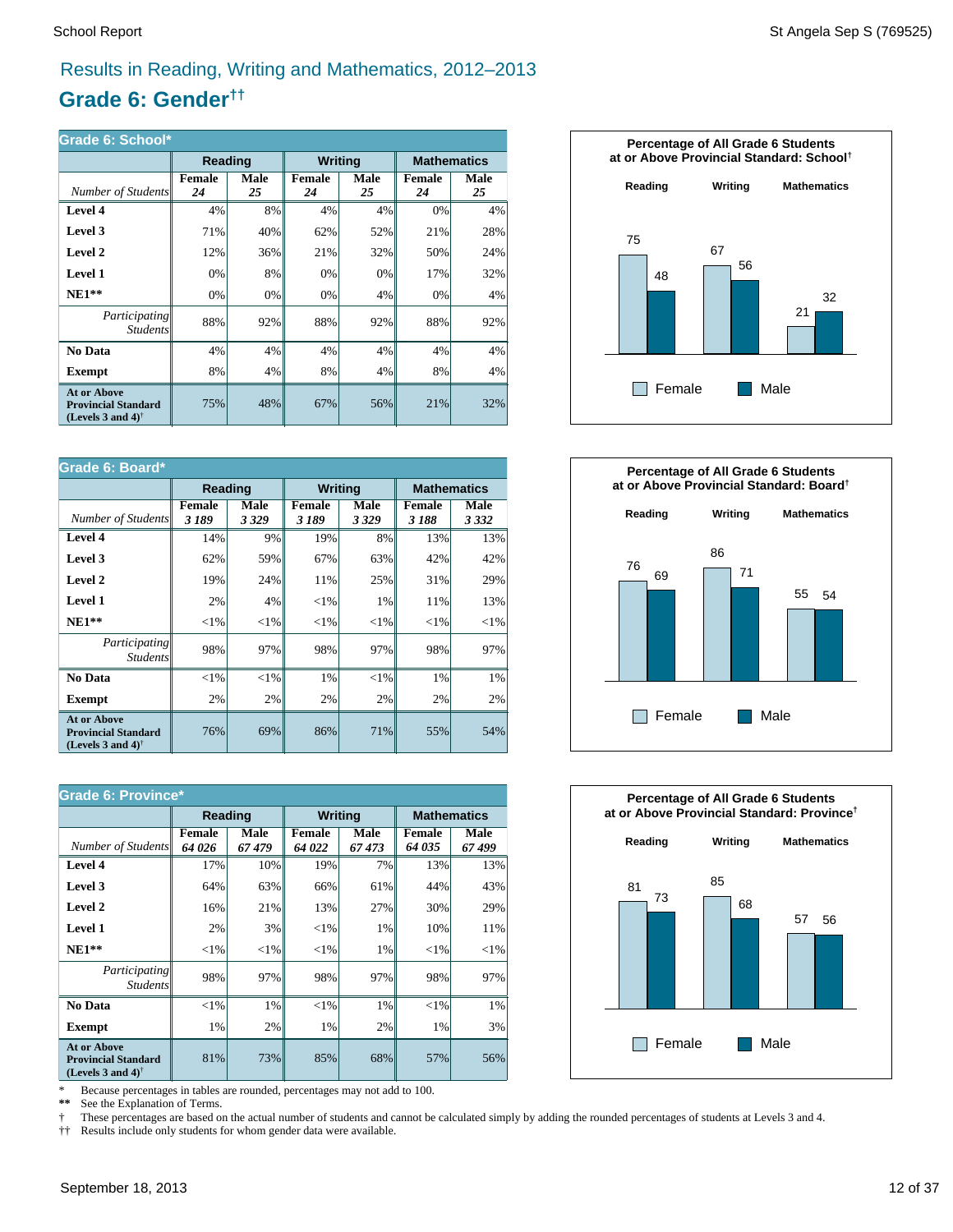## Results in Reading, Writing and Mathematics, 2012–2013

# Grade 6: Gender[††]

**Grade 6: School***

| | Reading | | Writing | | Mathematics | |
|---|---|---|---|---|---|---|
| *Number of Students* | **Female** *24* | **Male** *25* | **Female** *24* | **Male** *25* | **Female** *24* | **Male** *25* |
| **Level 4** | 4% | 8% | 4% | 4% | 0% | 4% |
| **Level 3** | 71% | 40% | 62% | 52% | 21% | 28% |
| **Level 2** | 12% | 36% | 21% | 32% | 50% | 24% |
| **Level 1** | 0% | 8% | 0% | 0% | 17% | 32% |
| **NE1**** | 0% | 0% | 0% | 4% | 0% | 4% |
| *Participating Students* | 88% | 92% | 88% | 92% | 88% | 92% |
| **No Data** | 4% | 4% | 4% | 4% | 4% | 4% |
| **Exempt** | 8% | 4% | 8% | 4% | 8% | 4% |
| **At or Above Provincial Standard (Levels 3 and 4)**[†] | 75% | 48% | 67% | 56% | 21% | 32% |

**Percentage of All Grade 6 Students at or Above Provincial Standard: School[†]**

| | Reading | Writing | Mathematics |
|---|---|---|---|
| Female | 75 | 67 | 21 |
| Male | 48 | 56 | 32 |

**Grade 6: Board***

| | Reading | | Writing | | Mathematics | |
|---|---|---|---|---|---|---|
| *Number of Students* | **Female** *3 189* | **Male** *3 329* | **Female** *3 189* | **Male** *3 329* | **Female** *3 188* | **Male** *3 332* |
| **Level 4** | 14% | 9% | 19% | 8% | 13% | 13% |
| **Level 3** | 62% | 59% | 67% | 63% | 42% | 42% |
| **Level 2** | 19% | 24% | 11% | 25% | 31% | 29% |
| **Level 1** | 2% | 4% | <1% | 1% | 11% | 13% |
| **NE1**** | <1% | <1% | <1% | <1% | <1% | <1% |
| *Participating Students* | 98% | 97% | 98% | 97% | 98% | 97% |
| **No Data** | <1% | <1% | 1% | <1% | 1% | 1% |
| **Exempt** | 2% | 2% | 2% | 2% | 2% | 2% |
| **At or Above Provincial Standard (Levels 3 and 4)**[†] | 76% | 69% | 86% | 71% | 55% | 54% |

**Percentage of All Grade 6 Students at or Above Provincial Standard: Board[†]**

| | Reading | Writing | Mathematics |
|---|---|---|---|
| Female | 76 | 86 | 55 |
| Male | 69 | 71 | 54 |

**Grade 6: Province***

| | Reading | | Writing | | Mathematics | |
|---|---|---|---|---|---|---|
| *Number of Students* | **Female** *64 026* | **Male** *67 479* | **Female** *64 022* | **Male** *67 473* | **Female** *64 035* | **Male** *67 499* |
| **Level 4** | 17% | 10% | 19% | 7% | 13% | 13% |
| **Level 3** | 64% | 63% | 66% | 61% | 44% | 43% |
| **Level 2** | 16% | 21% | 13% | 27% | 30% | 29% |
| **Level 1** | 2% | 3% | <1% | 1% | 10% | 11% |
| **NE1**** | <1% | <1% | <1% | 1% | <1% | <1% |
| *Participating Students* | 98% | 97% | 98% | 97% | 98% | 97% |
| **No Data** | <1% | 1% | <1% | 1% | <1% | 1% |
| **Exempt** | 1% | 2% | 1% | 2% | 1% | 3% |
| **At or Above Provincial Standard (Levels 3 and 4)**[†] | 81% | 73% | 85% | 68% | 57% | 56% |

**Percentage of All Grade 6 Students at or Above Provincial Standard: Province[†]**

| | Reading | Writing | Mathematics |
|---|---|---|---|
| Female | 81 | 85 | 57 |
| Male | 73 | 68 | 56 |

\* Because percentages in tables are rounded, percentages may not add to 100.

** See the Explanation of Terms.

† These percentages are based on the actual number of students and cannot be calculated simply by adding the rounded percentages of students at Levels 3 and 4.

†† Results include only students for whom gender data were available.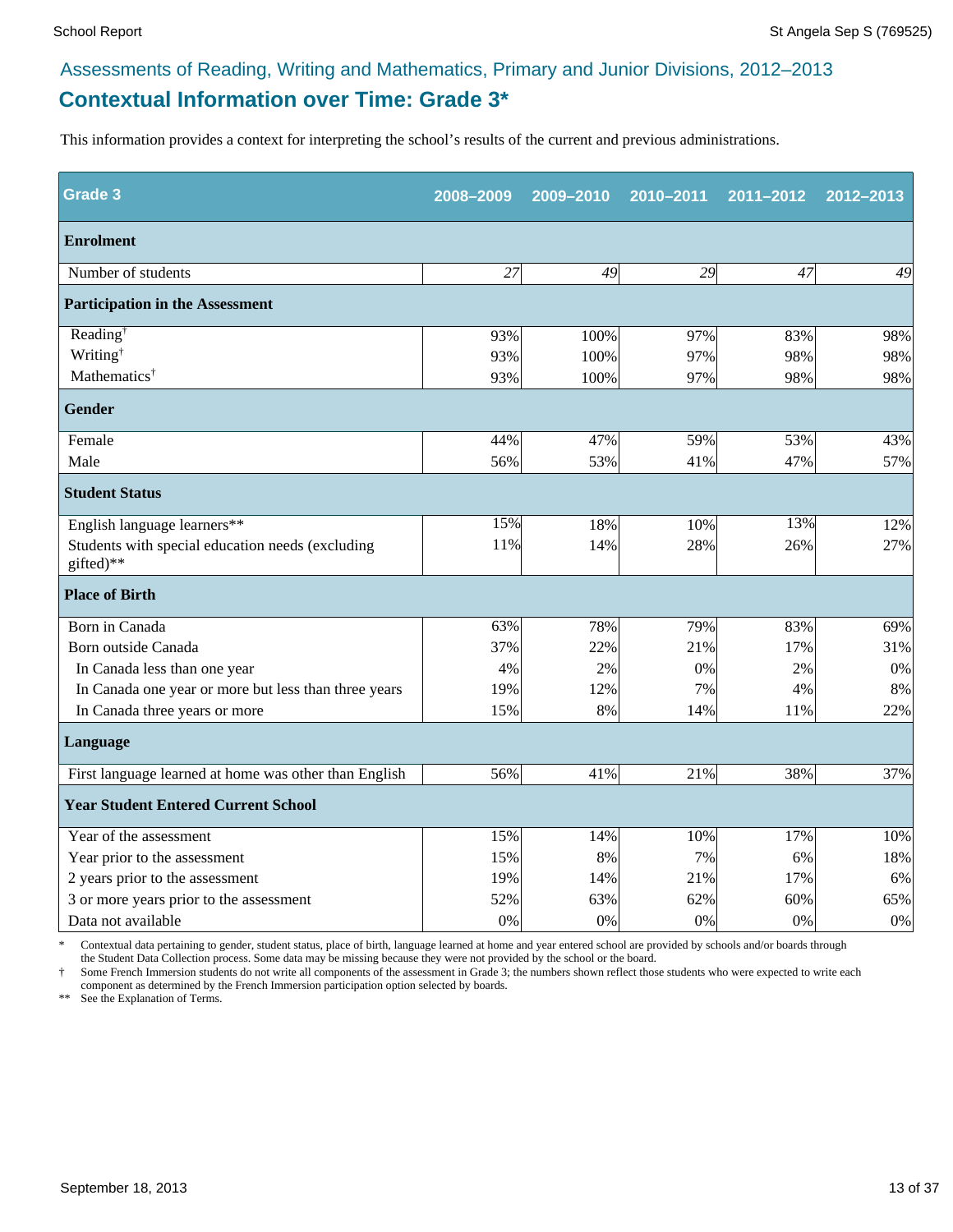Assessments of Reading, Writing and Mathematics, Primary and Junior Divisions, 2012–2013

# Contextual Information over Time: Grade 3*

This information provides a context for interpreting the school's results of the current and previous administrations.

| Grade 3 | 2008–2009 | 2009–2010 | 2010–2011 | 2011–2012 | 2012–2013 |
|---|---|---|---|---|---|
| **Enrolment** | | | | | |
| Number of students | *27* | *49* | *29* | *47* | *49* |
| **Participation in the Assessment** | | | | | |
| Reading† | 93% | 100% | 97% | 83% | 98% |
| Writing† | 93% | 100% | 97% | 98% | 98% |
| Mathematics† | 93% | 100% | 97% | 98% | 98% |
| **Gender** | | | | | |
| Female | 44% | 47% | 59% | 53% | 43% |
| Male | 56% | 53% | 41% | 47% | 57% |
| **Student Status** | | | | | |
| English language learners** | 15% | 18% | 10% | 13% | 12% |
| Students with special education needs (excluding gifted)** | 11% | 14% | 28% | 26% | 27% |
| **Place of Birth** | | | | | |
| Born in Canada | 63% | 78% | 79% | 83% | 69% |
| Born outside Canada | 37% | 22% | 21% | 17% | 31% |
| In Canada less than one year | 4% | 2% | 0% | 2% | 0% |
| In Canada one year or more but less than three years | 19% | 12% | 7% | 4% | 8% |
| In Canada three years or more | 15% | 8% | 14% | 11% | 22% |
| **Language** | | | | | |
| First language learned at home was other than English | 56% | 41% | 21% | 38% | 37% |
| **Year Student Entered Current School** | | | | | |
| Year of the assessment | 15% | 14% | 10% | 17% | 10% |
| Year prior to the assessment | 15% | 8% | 7% | 6% | 18% |
| 2 years prior to the assessment | 19% | 14% | 21% | 17% | 6% |
| 3 or more years prior to the assessment | 52% | 63% | 62% | 60% | 65% |
| Data not available | 0% | 0% | 0% | 0% | 0% |

\* Contextual data pertaining to gender, student status, place of birth, language learned at home and year entered school are provided by schools and/or boards through the Student Data Collection process. Some data may be missing because they were not provided by the school or the board.

† Some French Immersion students do not write all components of the assessment in Grade 3; the numbers shown reflect those students who were expected to write each component as determined by the French Immersion participation option selected by boards.

** See the Explanation of Terms.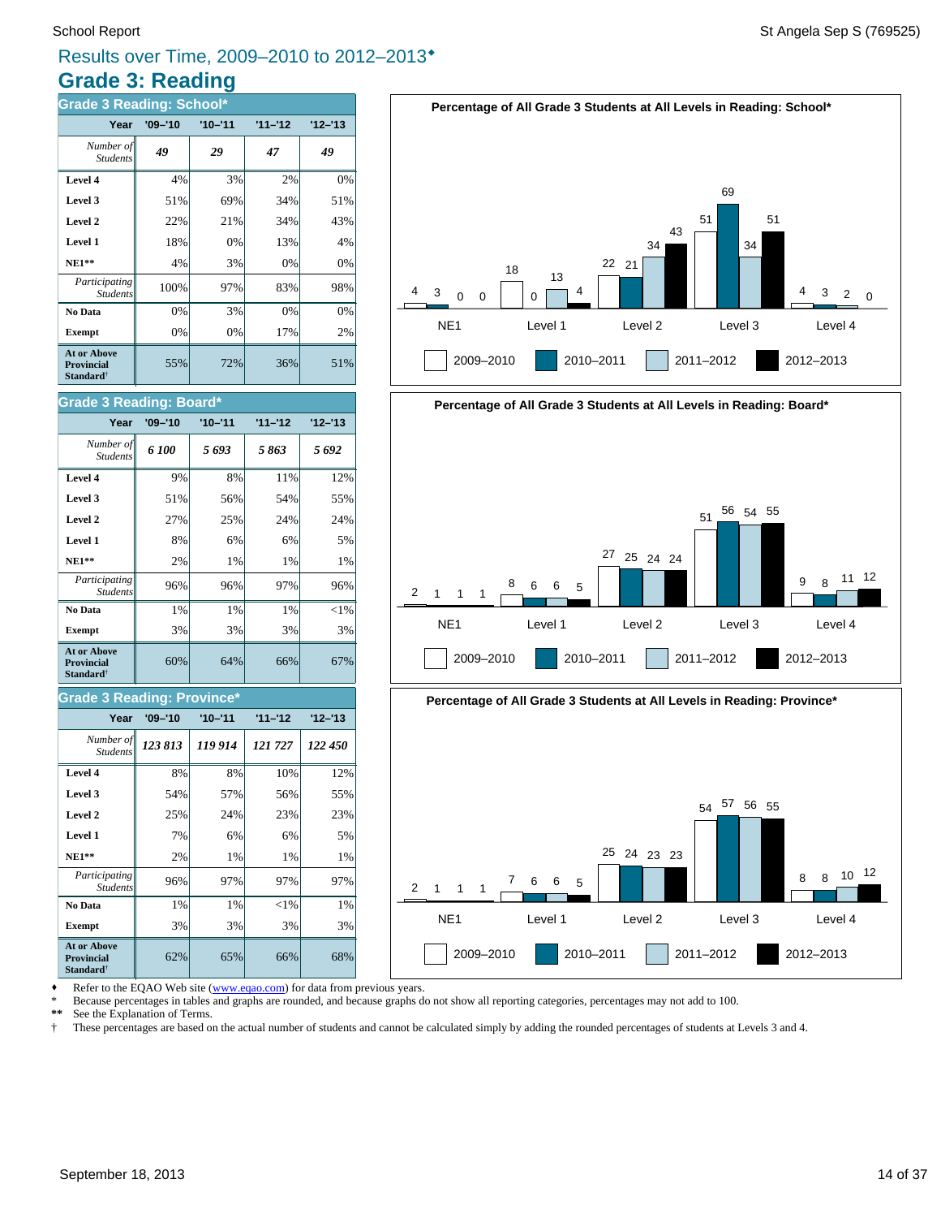# Results over Time, 2009–2010 to 2012–2013♦

## Grade 3: Reading

### Grade 3 Reading: School*

| Year | '09–'10 | '10–'11 | '11–'12 | '12–'13 |
|---|---|---|---|---|
| *Number of Students* | *49* | *29* | *47* | *49* |
| **Level 4** | 4% | 3% | 2% | 0% |
| **Level 3** | 51% | 69% | 34% | 51% |
| **Level 2** | 22% | 21% | 34% | 43% |
| **Level 1** | 18% | 0% | 13% | 4% |
| **NE1**** | 4% | 3% | 0% | 0% |
| *Participating Students* | 100% | 97% | 83% | 98% |
| **No Data** | 0% | 3% | 0% | 0% |
| **Exempt** | 0% | 0% | 17% | 2% |
| **At or Above Provincial Standard†** | 55% | 72% | 36% | 51% |

### Grade 3 Reading: Board*

| Year | '09–'10 | '10–'11 | '11–'12 | '12–'13 |
|---|---|---|---|---|
| *Number of Students* | *6 100* | *5 693* | *5 863* | *5 692* |
| **Level 4** | 9% | 8% | 11% | 12% |
| **Level 3** | 51% | 56% | 54% | 55% |
| **Level 2** | 27% | 25% | 24% | 24% |
| **Level 1** | 8% | 6% | 6% | 5% |
| **NE1**** | 2% | 1% | 1% | 1% |
| *Participating Students* | 96% | 96% | 97% | 96% |
| **No Data** | 1% | 1% | 1% | <1% |
| **Exempt** | 3% | 3% | 3% | 3% |
| **At or Above Provincial Standard†** | 60% | 64% | 66% | 67% |

### Grade 3 Reading: Province*

| Year | '09–'10 | '10–'11 | '11–'12 | '12–'13 |
|---|---|---|---|---|
| *Number of Students* | *123 813* | *119 914* | *121 727* | *122 450* |
| **Level 4** | 8% | 8% | 10% | 12% |
| **Level 3** | 54% | 57% | 56% | 55% |
| **Level 2** | 25% | 24% | 23% | 23% |
| **Level 1** | 7% | 6% | 6% | 5% |
| **NE1**** | 2% | 1% | 1% | 1% |
| *Participating Students* | 96% | 97% | 97% | 97% |
| **No Data** | 1% | 1% | <1% | 1% |
| **Exempt** | 3% | 3% | 3% | 3% |
| **At or Above Provincial Standard†** | 62% | 65% | 66% | 68% |

**Percentage of All Grade 3 Students at All Levels in Reading: School***

| | NE1 | Level 1 | Level 2 | Level 3 | Level 4 |
|---|---|---|---|---|---|
| 2009–2010 | 4 | 18 | 22 | 51 | 4 |
| 2010–2011 | 3 | 0 | 21 | 69 | 3 |
| 2011–2012 | 0 | 13 | 34 | 34 | 2 |
| 2012–2013 | 0 | 4 | 43 | 51 | 0 |

**Percentage of All Grade 3 Students at All Levels in Reading: Board***

| | NE1 | Level 1 | Level 2 | Level 3 | Level 4 |
|---|---|---|---|---|---|
| 2009–2010 | 2 | 8 | 27 | 51 | 9 |
| 2010–2011 | 1 | 6 | 25 | 56 | 8 |
| 2011–2012 | 1 | 6 | 24 | 54 | 11 |
| 2012–2013 | 1 | 5 | 24 | 55 | 12 |

**Percentage of All Grade 3 Students at All Levels in Reading: Province***

| | NE1 | Level 1 | Level 2 | Level 3 | Level 4 |
|---|---|---|---|---|---|
| 2009–2010 | 2 | 7 | 25 | 54 | 8 |
| 2010–2011 | 1 | 6 | 24 | 57 | 8 |
| 2011–2012 | 1 | 6 | 23 | 56 | 10 |
| 2012–2013 | 1 | 5 | 23 | 55 | 12 |

♦ Refer to the EQAO Web site (www.eqao.com) for data from previous years.
\* Because percentages in tables and graphs are rounded, and because graphs do not show all reporting categories, percentages may not add to 100.
** See the Explanation of Terms.
† These percentages are based on the actual number of students and cannot be calculated simply by adding the rounded percentages of students at Levels 3 and 4.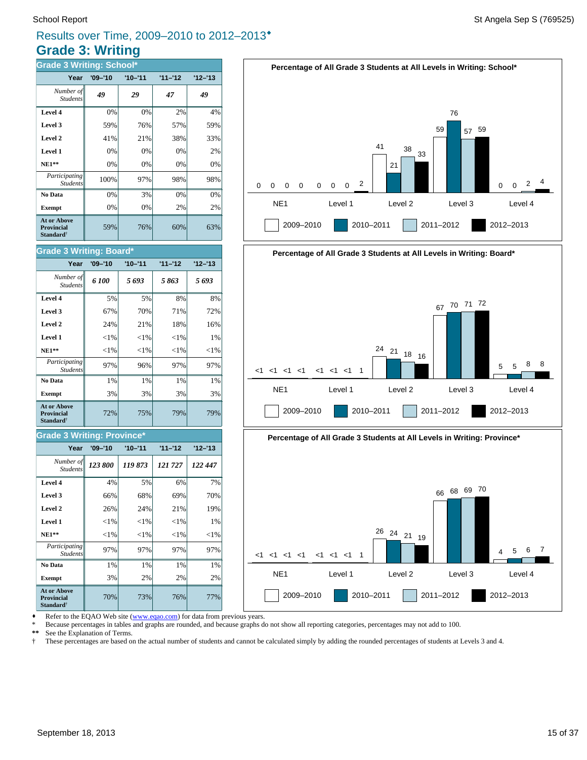# Results over Time, 2009–2010 to 2012–2013♦

## Grade 3: Writing

### Grade 3 Writing: School*

| Year | '09–'10 | '10–'11 | '11–'12 | '12–'13 |
|---|---|---|---|---|
| *Number of Students* | *49* | *29* | *47* | *49* |
| **Level 4** | 0% | 0% | 2% | 4% |
| **Level 3** | 59% | 76% | 57% | 59% |
| **Level 2** | 41% | 21% | 38% | 33% |
| **Level 1** | 0% | 0% | 0% | 2% |
| **NE1**** | 0% | 0% | 0% | 0% |
| *Participating Students* | 100% | 97% | 98% | 98% |
| **No Data** | 0% | 3% | 0% | 0% |
| **Exempt** | 0% | 0% | 2% | 2% |
| **At or Above Provincial Standard†** | 59% | 76% | 60% | 63% |

### Grade 3 Writing: Board*

| Year | '09–'10 | '10–'11 | '11–'12 | '12–'13 |
|---|---|---|---|---|
| *Number of Students* | *6 100* | *5 693* | *5 863* | *5 693* |
| **Level 4** | 5% | 5% | 8% | 8% |
| **Level 3** | 67% | 70% | 71% | 72% |
| **Level 2** | 24% | 21% | 18% | 16% |
| **Level 1** | <1% | <1% | <1% | 1% |
| **NE1**** | <1% | <1% | <1% | <1% |
| *Participating Students* | 97% | 96% | 97% | 97% |
| **No Data** | 1% | 1% | 1% | 1% |
| **Exempt** | 3% | 3% | 3% | 3% |
| **At or Above Provincial Standard†** | 72% | 75% | 79% | 79% |

### Grade 3 Writing: Province*

| Year | '09–'10 | '10–'11 | '11–'12 | '12–'13 |
|---|---|---|---|---|
| *Number of Students* | *123 800* | *119 873* | *121 727* | *122 447* |
| **Level 4** | 4% | 5% | 6% | 7% |
| **Level 3** | 66% | 68% | 69% | 70% |
| **Level 2** | 26% | 24% | 21% | 19% |
| **Level 1** | <1% | <1% | <1% | 1% |
| **NE1**** | <1% | <1% | <1% | <1% |
| *Participating Students* | 97% | 97% | 97% | 97% |
| **No Data** | 1% | 1% | 1% | 1% |
| **Exempt** | 3% | 2% | 2% | 2% |
| **At or Above Provincial Standard†** | 70% | 73% | 76% | 77% |

**Percentage of All Grade 3 Students at All Levels in Writing: School***

| | 2009–2010 | 2010–2011 | 2011–2012 | 2012–2013 |
|---|---|---|---|---|
| NE1 | 0 | 0 | 0 | 0 |
| Level 1 | 0 | 0 | 0 | 2 |
| Level 2 | 41 | 21 | 38 | 33 |
| Level 3 | 59 | 76 | 57 | 59 |
| Level 4 | 0 | 0 | 2 | 4 |

**Percentage of All Grade 3 Students at All Levels in Writing: Board***

| | 2009–2010 | 2010–2011 | 2011–2012 | 2012–2013 |
|---|---|---|---|---|
| NE1 | <1 | <1 | <1 | <1 |
| Level 1 | <1 | <1 | <1 | 1 |
| Level 2 | 24 | 21 | 18 | 16 |
| Level 3 | 67 | 70 | 71 | 72 |
| Level 4 | 5 | 5 | 8 | 8 |

**Percentage of All Grade 3 Students at All Levels in Writing: Province***

| | 2009–2010 | 2010–2011 | 2011–2012 | 2012–2013 |
|---|---|---|---|---|
| NE1 | <1 | <1 | <1 | <1 |
| Level 1 | <1 | <1 | <1 | 1 |
| Level 2 | 26 | 24 | 21 | 19 |
| Level 3 | 66 | 68 | 69 | 70 |
| Level 4 | 4 | 5 | 6 | 7 |

♦ Refer to the EQAO Web site (www.eqao.com) for data from previous years.
* Because percentages in tables and graphs are rounded, and because graphs do not show all reporting categories, percentages may not add to 100.
** See the Explanation of Terms.
† These percentages are based on the actual number of students and cannot be calculated simply by adding the rounded percentages of students at Levels 3 and 4.

September 18, 2013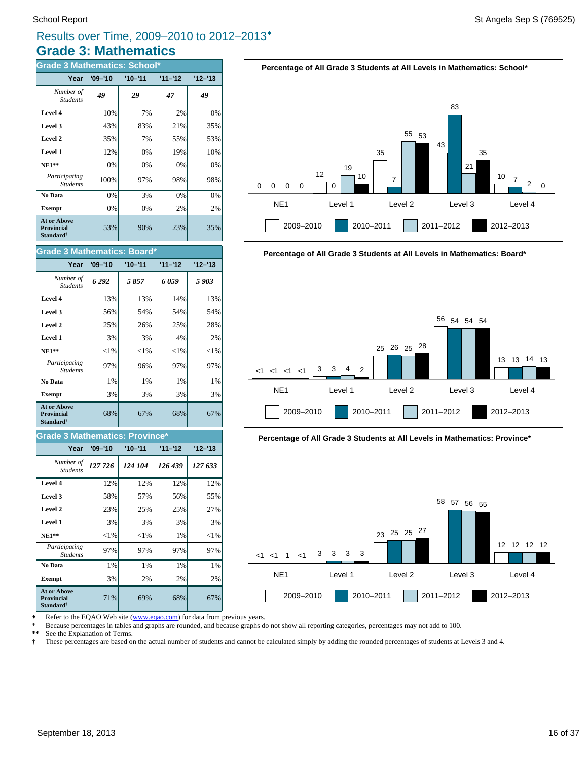# Results over Time, 2009–2010 to 2012–2013♦

## Grade 3: Mathematics

### Grade 3 Mathematics: School*

| Year | '09–'10 | '10–'11 | '11–'12 | '12–'13 |
|---|---|---|---|---|
| *Number of Students* | *49* | *29* | *47* | *49* |
| **Level 4** | 10% | 7% | 2% | 0% |
| **Level 3** | 43% | 83% | 21% | 35% |
| **Level 2** | 35% | 7% | 55% | 53% |
| **Level 1** | 12% | 0% | 19% | 10% |
| **NE1**** | 0% | 0% | 0% | 0% |
| *Participating Students* | 100% | 97% | 98% | 98% |
| **No Data** | 0% | 3% | 0% | 0% |
| **Exempt** | 0% | 0% | 2% | 2% |
| **At or Above Provincial Standard†** | 53% | 90% | 23% | 35% |

### Grade 3 Mathematics: Board*

| Year | '09–'10 | '10–'11 | '11–'12 | '12–'13 |
|---|---|---|---|---|
| *Number of Students* | *6 292* | *5 857* | *6 059* | *5 903* |
| **Level 4** | 13% | 13% | 14% | 13% |
| **Level 3** | 56% | 54% | 54% | 54% |
| **Level 2** | 25% | 26% | 25% | 28% |
| **Level 1** | 3% | 3% | 4% | 2% |
| **NE1**** | <1% | <1% | <1% | <1% |
| *Participating Students* | 97% | 96% | 97% | 97% |
| **No Data** | 1% | 1% | 1% | 1% |
| **Exempt** | 3% | 3% | 3% | 3% |
| **At or Above Provincial Standard†** | 68% | 67% | 68% | 67% |

### Grade 3 Mathematics: Province*

| Year | '09–'10 | '10–'11 | '11–'12 | '12–'13 |
|---|---|---|---|---|
| *Number of Students* | *127 726* | *124 104* | *126 439* | *127 633* |
| **Level 4** | 12% | 12% | 12% | 12% |
| **Level 3** | 58% | 57% | 56% | 55% |
| **Level 2** | 23% | 25% | 25% | 27% |
| **Level 1** | 3% | 3% | 3% | 3% |
| **NE1**** | <1% | <1% | 1% | <1% |
| *Participating Students* | 97% | 97% | 97% | 97% |
| **No Data** | 1% | 1% | 1% | 1% |
| **Exempt** | 3% | 2% | 2% | 2% |
| **At or Above Provincial Standard†** | 71% | 69% | 68% | 67% |

**Percentage of All Grade 3 Students at All Levels in Mathematics: School***

| | 2009–2010 | 2010–2011 | 2011–2012 | 2012–2013 |
|---|---|---|---|---|
| NE1 | 0 | 0 | 0 | 0 |
| Level 1 | 12 | 0 | 19 | 10 |
| Level 2 | 35 | 7 | 55 | 53 |
| Level 3 | 43 | 83 | 21 | 35 |
| Level 4 | 10 | 7 | 2 | 0 |

**Percentage of All Grade 3 Students at All Levels in Mathematics: Board***

| | 2009–2010 | 2010–2011 | 2011–2012 | 2012–2013 |
|---|---|---|---|---|
| NE1 | <1 | <1 | <1 | <1 |
| Level 1 | 3 | 3 | 4 | 2 |
| Level 2 | 25 | 26 | 25 | 28 |
| Level 3 | 56 | 54 | 54 | 54 |
| Level 4 | 13 | 13 | 14 | 13 |

**Percentage of All Grade 3 Students at All Levels in Mathematics: Province***

| | 2009–2010 | 2010–2011 | 2011–2012 | 2012–2013 |
|---|---|---|---|---|
| NE1 | <1 | <1 | 1 | <1 |
| Level 1 | 3 | 3 | 3 | 3 |
| Level 2 | 23 | 25 | 25 | 27 |
| Level 3 | 58 | 57 | 56 | 55 |
| Level 4 | 12 | 12 | 12 | 12 |

♦ Refer to the EQAO Web site (www.eqao.com) for data from previous years.

\* Because percentages in tables and graphs are rounded, and because graphs do not show all reporting categories, percentages may not add to 100.

** See the Explanation of Terms.

† These percentages are based on the actual number of students and cannot be calculated simply by adding the rounded percentages of students at Levels 3 and 4.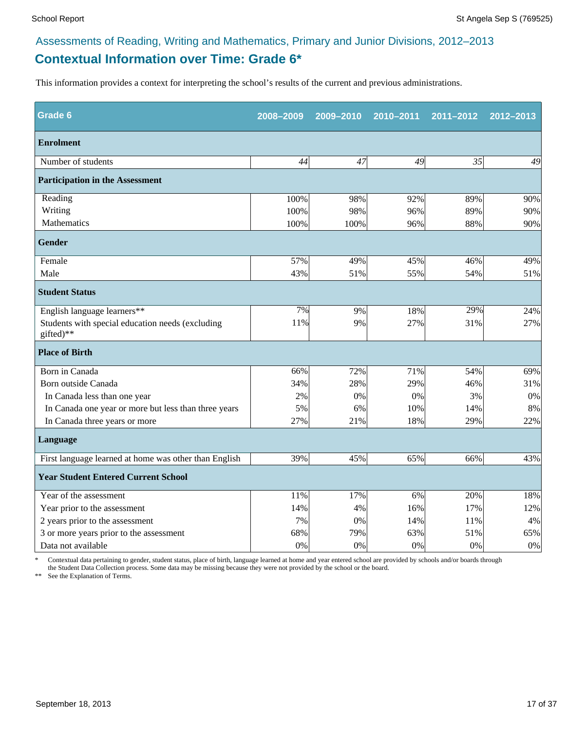## Assessments of Reading, Writing and Mathematics, Primary and Junior Divisions, 2012–2013

# Contextual Information over Time: Grade 6*

This information provides a context for interpreting the school's results of the current and previous administrations.

| Grade 6 | 2008–2009 | 2009–2010 | 2010–2011 | 2011–2012 | 2012–2013 |
|---|---|---|---|---|---|
| **Enrolment** | | | | | |
| Number of students | *44* | *47* | *49* | *35* | *49* |
| **Participation in the Assessment** | | | | | |
| Reading | 100% | 98% | 92% | 89% | 90% |
| Writing | 100% | 98% | 96% | 89% | 90% |
| Mathematics | 100% | 100% | 96% | 88% | 90% |
| **Gender** | | | | | |
| Female | 57% | 49% | 45% | 46% | 49% |
| Male | 43% | 51% | 55% | 54% | 51% |
| **Student Status** | | | | | |
| English language learners** | 7% | 9% | 18% | 29% | 24% |
| Students with special education needs (excluding gifted)** | 11% | 9% | 27% | 31% | 27% |
| **Place of Birth** | | | | | |
| Born in Canada | 66% | 72% | 71% | 54% | 69% |
| Born outside Canada | 34% | 28% | 29% | 46% | 31% |
| In Canada less than one year | 2% | 0% | 0% | 3% | 0% |
| In Canada one year or more but less than three years | 5% | 6% | 10% | 14% | 8% |
| In Canada three years or more | 27% | 21% | 18% | 29% | 22% |
| **Language** | | | | | |
| First language learned at home was other than English | 39% | 45% | 65% | 66% | 43% |
| **Year Student Entered Current School** | | | | | |
| Year of the assessment | 11% | 17% | 6% | 20% | 18% |
| Year prior to the assessment | 14% | 4% | 16% | 17% | 12% |
| 2 years prior to the assessment | 7% | 0% | 14% | 11% | 4% |
| 3 or more years prior to the assessment | 68% | 79% | 63% | 51% | 65% |
| Data not available | 0% | 0% | 0% | 0% | 0% |

\* Contextual data pertaining to gender, student status, place of birth, language learned at home and year entered school are provided by schools and/or boards through the Student Data Collection process. Some data may be missing because they were not provided by the school or the board.

** See the Explanation of Terms.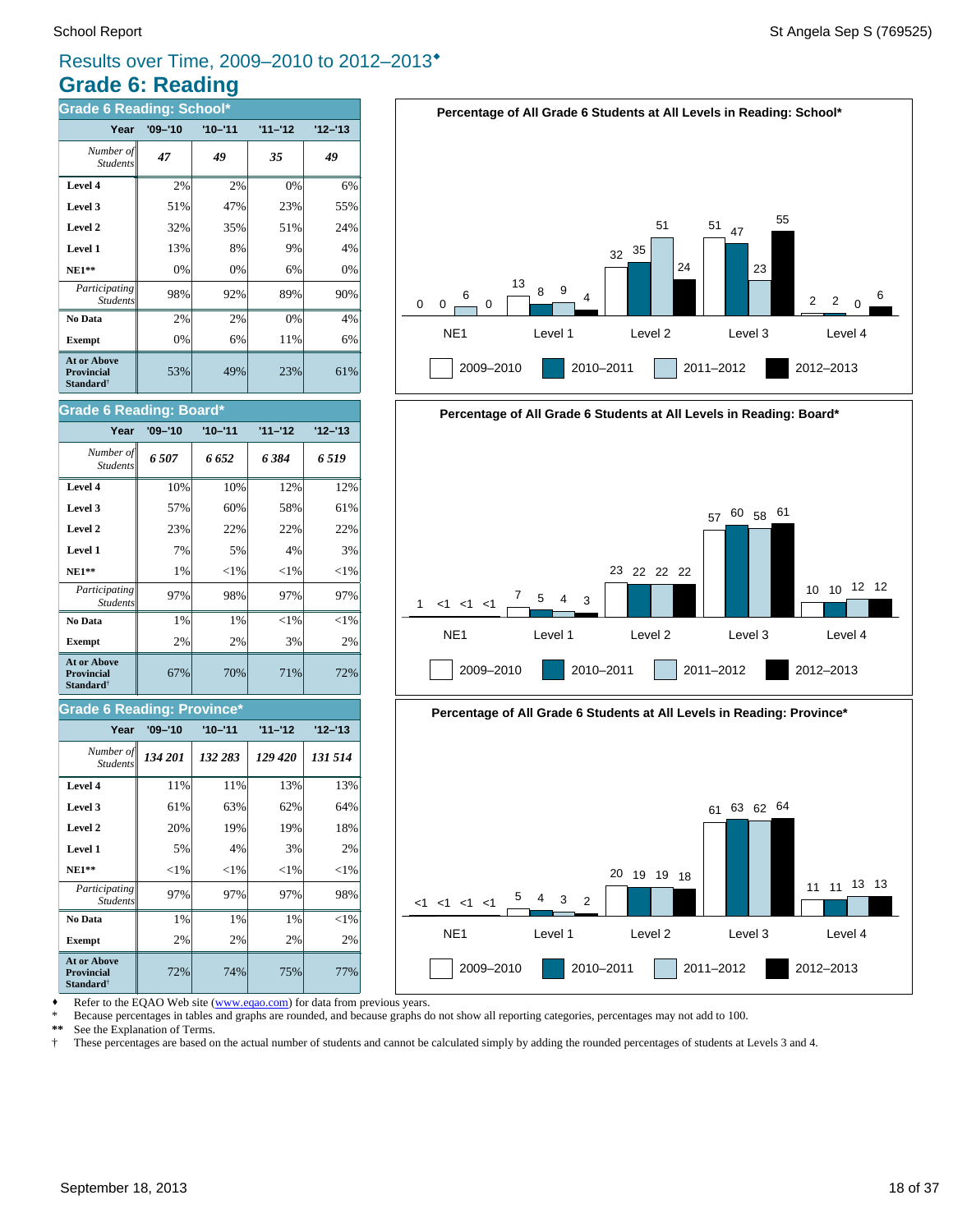## Results over Time, 2009–2010 to 2012–2013♦

# Grade 6: Reading

### Grade 6 Reading: School*

| Year | '09–'10 | '10–'11 | '11–'12 | '12–'13 |
|---|---|---|---|---|
| *Number of Students* | *47* | *49* | *35* | *49* |
| **Level 4** | 2% | 2% | 0% | 6% |
| **Level 3** | 51% | 47% | 23% | 55% |
| **Level 2** | 32% | 35% | 51% | 24% |
| **Level 1** | 13% | 8% | 9% | 4% |
| **NE1**** | 0% | 0% | 6% | 0% |
| *Participating Students* | 98% | 92% | 89% | 90% |
| **No Data** | 2% | 2% | 0% | 4% |
| **Exempt** | 0% | 6% | 11% | 6% |
| **At or Above Provincial Standard†** | 53% | 49% | 23% | 61% |

### Grade 6 Reading: Board*

| Year | '09–'10 | '10–'11 | '11–'12 | '12–'13 |
|---|---|---|---|---|
| *Number of Students* | *6 507* | *6 652* | *6 384* | *6 519* |
| **Level 4** | 10% | 10% | 12% | 12% |
| **Level 3** | 57% | 60% | 58% | 61% |
| **Level 2** | 23% | 22% | 22% | 22% |
| **Level 1** | 7% | 5% | 4% | 3% |
| **NE1**** | 1% | <1% | <1% | <1% |
| *Participating Students* | 97% | 98% | 97% | 97% |
| **No Data** | 1% | 1% | <1% | <1% |
| **Exempt** | 2% | 2% | 3% | 2% |
| **At or Above Provincial Standard†** | 67% | 70% | 71% | 72% |

### Grade 6 Reading: Province*

| Year | '09–'10 | '10–'11 | '11–'12 | '12–'13 |
|---|---|---|---|---|
| *Number of Students* | *134 201* | *132 283* | *129 420* | *131 514* |
| **Level 4** | 11% | 11% | 13% | 13% |
| **Level 3** | 61% | 63% | 62% | 64% |
| **Level 2** | 20% | 19% | 19% | 18% |
| **Level 1** | 5% | 4% | 3% | 2% |
| **NE1**** | <1% | <1% | <1% | <1% |
| *Participating Students* | 97% | 97% | 97% | 98% |
| **No Data** | 1% | 1% | 1% | <1% |
| **Exempt** | 2% | 2% | 2% | 2% |
| **At or Above Provincial Standard†** | 72% | 74% | 75% | 77% |

**Percentage of All Grade 6 Students at All Levels in Reading: School***

| | 2009–2010 | 2010–2011 | 2011–2012 | 2012–2013 |
|---|---|---|---|---|
| NE1 | 0 | 0 | 6 | 0 |
| Level 1 | 13 | 8 | 9 | 4 |
| Level 2 | 32 | 35 | 51 | 24 |
| Level 3 | 51 | 47 | 23 | 55 |
| Level 4 | 2 | 2 | 0 | 6 |

**Percentage of All Grade 6 Students at All Levels in Reading: Board***

| | 2009–2010 | 2010–2011 | 2011–2012 | 2012–2013 |
|---|---|---|---|---|
| NE1 | 1 | <1 | <1 | <1 |
| Level 1 | 7 | 5 | 4 | 3 |
| Level 2 | 23 | 22 | 22 | 22 |
| Level 3 | 57 | 60 | 58 | 61 |
| Level 4 | 10 | 10 | 12 | 12 |

**Percentage of All Grade 6 Students at All Levels in Reading: Province***

| | 2009–2010 | 2010–2011 | 2011–2012 | 2012–2013 |
|---|---|---|---|---|
| NE1 | <1 | <1 | <1 | <1 |
| Level 1 | 5 | 4 | 3 | 2 |
| Level 2 | 20 | 19 | 19 | 18 |
| Level 3 | 61 | 63 | 62 | 64 |
| Level 4 | 11 | 11 | 13 | 13 |

♦ Refer to the EQAO Web site (www.eqao.com) for data from previous years.

\* Because percentages in tables and graphs are rounded, and because graphs do not show all reporting categories, percentages may not add to 100.

** See the Explanation of Terms.

† These percentages are based on the actual number of students and cannot be calculated simply by adding the rounded percentages of students at Levels 3 and 4.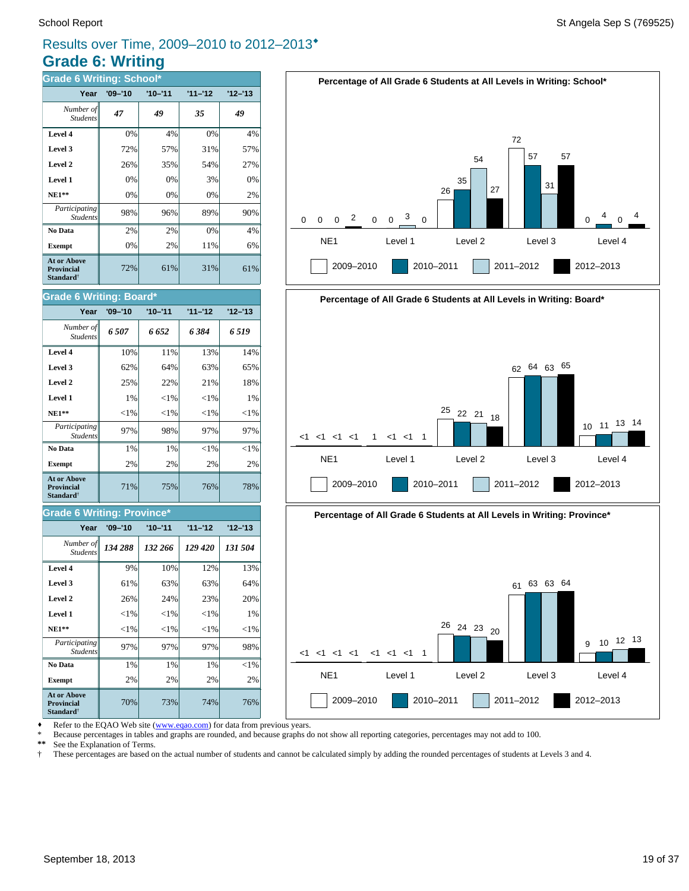# Results over Time, 2009–2010 to 2012–2013♦

## Grade 6: Writing

### Grade 6 Writing: School*

| Year | '09–'10 | '10–'11 | '11–'12 | '12–'13 |
|---|---|---|---|---|
| *Number of Students* | *47* | *49* | *35* | *49* |
| **Level 4** | 0% | 4% | 0% | 4% |
| **Level 3** | 72% | 57% | 31% | 57% |
| **Level 2** | 26% | 35% | 54% | 27% |
| **Level 1** | 0% | 0% | 3% | 0% |
| **NE1**** | 0% | 0% | 0% | 2% |
| *Participating Students* | 98% | 96% | 89% | 90% |
| **No Data** | 2% | 2% | 0% | 4% |
| **Exempt** | 0% | 2% | 11% | 6% |
| **At or Above Provincial Standard†** | 72% | 61% | 31% | 61% |

### Grade 6 Writing: Board*

| Year | '09–'10 | '10–'11 | '11–'12 | '12–'13 |
|---|---|---|---|---|
| *Number of Students* | *6 507* | *6 652* | *6 384* | *6 519* |
| **Level 4** | 10% | 11% | 13% | 14% |
| **Level 3** | 62% | 64% | 63% | 65% |
| **Level 2** | 25% | 22% | 21% | 18% |
| **Level 1** | 1% | <1% | <1% | 1% |
| **NE1**** | <1% | <1% | <1% | <1% |
| *Participating Students* | 97% | 98% | 97% | 97% |
| **No Data** | 1% | 1% | <1% | <1% |
| **Exempt** | 2% | 2% | 2% | 2% |
| **At or Above Provincial Standard†** | 71% | 75% | 76% | 78% |

### Grade 6 Writing: Province*

| Year | '09–'10 | '10–'11 | '11–'12 | '12–'13 |
|---|---|---|---|---|
| *Number of Students* | *134 288* | *132 266* | *129 420* | *131 504* |
| **Level 4** | 9% | 10% | 12% | 13% |
| **Level 3** | 61% | 63% | 63% | 64% |
| **Level 2** | 26% | 24% | 23% | 20% |
| **Level 1** | <1% | <1% | <1% | 1% |
| **NE1**** | <1% | <1% | <1% | <1% |
| *Participating Students* | 97% | 97% | 97% | 98% |
| **No Data** | 1% | 1% | 1% | <1% |
| **Exempt** | 2% | 2% | 2% | 2% |
| **At or Above Provincial Standard†** | 70% | 73% | 74% | 76% |

**Percentage of All Grade 6 Students at All Levels in Writing: School***

| | 2009–2010 | 2010–2011 | 2011–2012 | 2012–2013 |
|---|---|---|---|---|
| NE1 | 0 | 0 | 0 | 2 |
| Level 1 | 0 | 0 | 3 | 0 |
| Level 2 | 26 | 35 | 54 | 27 |
| Level 3 | 72 | 57 | 31 | 57 |
| Level 4 | 0 | 4 | 0 | 4 |

**Percentage of All Grade 6 Students at All Levels in Writing: Board***

| | 2009–2010 | 2010–2011 | 2011–2012 | 2012–2013 |
|---|---|---|---|---|
| NE1 | <1 | <1 | <1 | <1 |
| Level 1 | 1 | <1 | <1 | 1 |
| Level 2 | 25 | 22 | 21 | 18 |
| Level 3 | 62 | 64 | 63 | 65 |
| Level 4 | 10 | 11 | 13 | 14 |

**Percentage of All Grade 6 Students at All Levels in Writing: Province***

| | 2009–2010 | 2010–2011 | 2011–2012 | 2012–2013 |
|---|---|---|---|---|
| NE1 | <1 | <1 | <1 | <1 |
| Level 1 | <1 | <1 | <1 | 1 |
| Level 2 | 26 | 24 | 23 | 20 |
| Level 3 | 61 | 63 | 63 | 64 |
| Level 4 | 9 | 10 | 12 | 13 |

♦ Refer to the EQAO Web site (www.eqao.com) for data from previous years.
\* Because percentages in tables and graphs are rounded, and because graphs do not show all reporting categories, percentages may not add to 100.
** See the Explanation of Terms.
† These percentages are based on the actual number of students and cannot be calculated simply by adding the rounded percentages of students at Levels 3 and 4.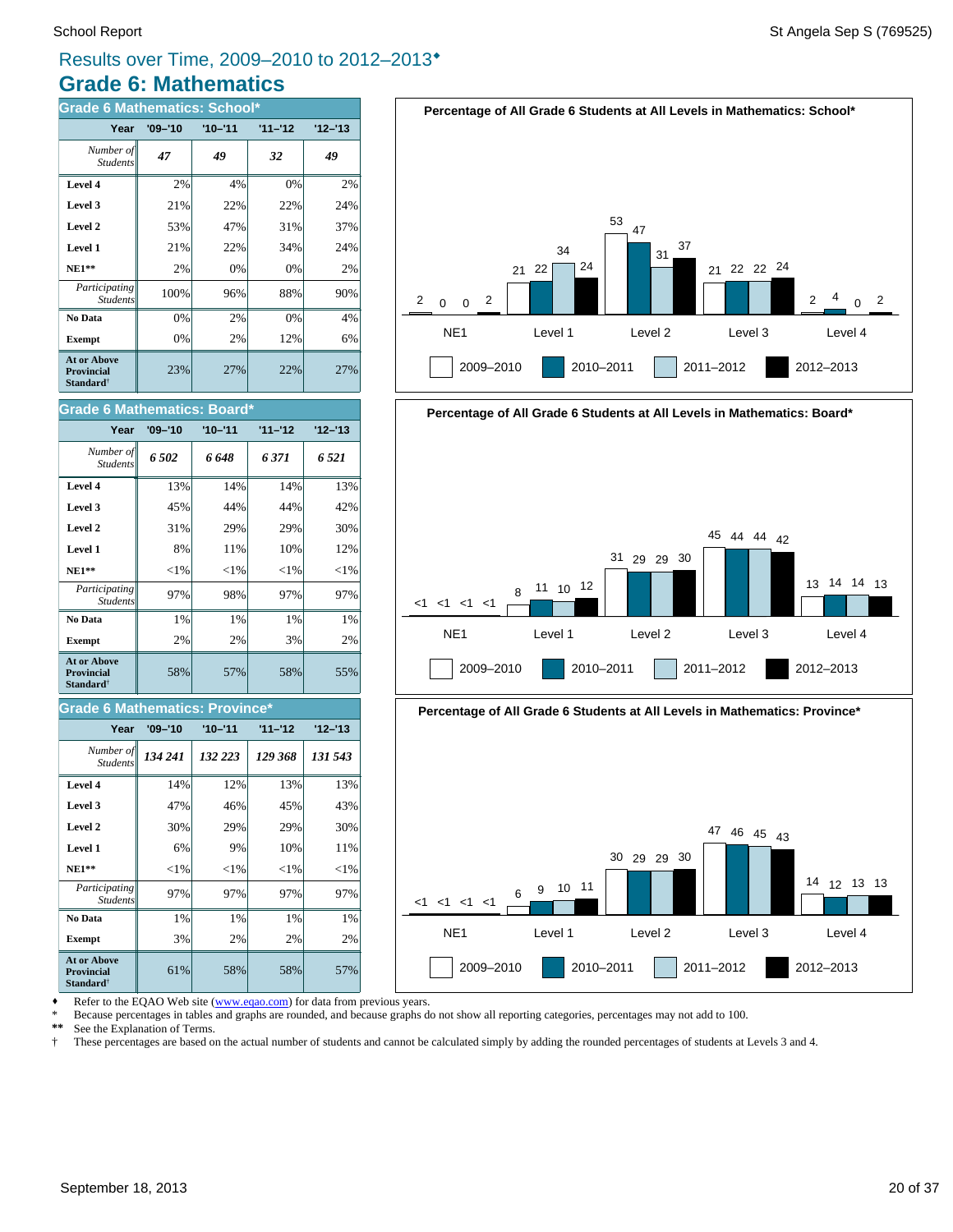# Results over Time, 2009–2010 to 2012–2013♦

## Grade 6: Mathematics

### Grade 6 Mathematics: School*

| Year | '09–'10 | '10–'11 | '11–'12 | '12–'13 |
|---|---|---|---|---|
| *Number of Students* | *47* | *49* | *32* | *49* |
| **Level 4** | 2% | 4% | 0% | 2% |
| **Level 3** | 21% | 22% | 22% | 24% |
| **Level 2** | 53% | 47% | 31% | 37% |
| **Level 1** | 21% | 22% | 34% | 24% |
| **NE1**** | 2% | 0% | 0% | 2% |
| *Participating Students* | 100% | 96% | 88% | 90% |
| **No Data** | 0% | 2% | 0% | 4% |
| **Exempt** | 0% | 2% | 12% | 6% |
| **At or Above Provincial Standard†** | 23% | 27% | 22% | 27% |

### Grade 6 Mathematics: Board*

| Year | '09–'10 | '10–'11 | '11–'12 | '12–'13 |
|---|---|---|---|---|
| *Number of Students* | *6 502* | *6 648* | *6 371* | *6 521* |
| **Level 4** | 13% | 14% | 14% | 13% |
| **Level 3** | 45% | 44% | 44% | 42% |
| **Level 2** | 31% | 29% | 29% | 30% |
| **Level 1** | 8% | 11% | 10% | 12% |
| **NE1**** | <1% | <1% | <1% | <1% |
| *Participating Students* | 97% | 98% | 97% | 97% |
| **No Data** | 1% | 1% | 1% | 1% |
| **Exempt** | 2% | 2% | 3% | 2% |
| **At or Above Provincial Standard†** | 58% | 57% | 58% | 55% |

### Grade 6 Mathematics: Province*

| Year | '09–'10 | '10–'11 | '11–'12 | '12–'13 |
|---|---|---|---|---|
| *Number of Students* | *134 241* | *132 223* | *129 368* | *131 543* |
| **Level 4** | 14% | 12% | 13% | 13% |
| **Level 3** | 47% | 46% | 45% | 43% |
| **Level 2** | 30% | 29% | 29% | 30% |
| **Level 1** | 6% | 9% | 10% | 11% |
| **NE1**** | <1% | <1% | <1% | <1% |
| *Participating Students* | 97% | 97% | 97% | 97% |
| **No Data** | 1% | 1% | 1% | 1% |
| **Exempt** | 3% | 2% | 2% | 2% |
| **At or Above Provincial Standard†** | 61% | 58% | 58% | 57% |

**Percentage of All Grade 6 Students at All Levels in Mathematics: School***

| | 2009–2010 | 2010–2011 | 2011–2012 | 2012–2013 |
|---|---|---|---|---|
| NE1 | 2 | 0 | 0 | 2 |
| Level 1 | 21 | 22 | 34 | 24 |
| Level 2 | 53 | 47 | 31 | 37 |
| Level 3 | 21 | 22 | 22 | 24 |
| Level 4 | 2 | 4 | 0 | 2 |

**Percentage of All Grade 6 Students at All Levels in Mathematics: Board***

| | 2009–2010 | 2010–2011 | 2011–2012 | 2012–2013 |
|---|---|---|---|---|
| NE1 | <1 | <1 | <1 | <1 |
| Level 1 | 8 | 11 | 10 | 12 |
| Level 2 | 31 | 29 | 29 | 30 |
| Level 3 | 45 | 44 | 44 | 42 |
| Level 4 | 13 | 14 | 14 | 13 |

**Percentage of All Grade 6 Students at All Levels in Mathematics: Province***

| | 2009–2010 | 2010–2011 | 2011–2012 | 2012–2013 |
|---|---|---|---|---|
| NE1 | <1 | <1 | <1 | <1 |
| Level 1 | 6 | 9 | 10 | 11 |
| Level 2 | 30 | 29 | 29 | 30 |
| Level 3 | 47 | 46 | 45 | 43 |
| Level 4 | 14 | 12 | 13 | 13 |

♦ Refer to the EQAO Web site (www.eqao.com) for data from previous years.
\* Because percentages in tables and graphs are rounded, and because graphs do not show all reporting categories, percentages may not add to 100.
** See the Explanation of Terms.
† These percentages are based on the actual number of students and cannot be calculated simply by adding the rounded percentages of students at Levels 3 and 4.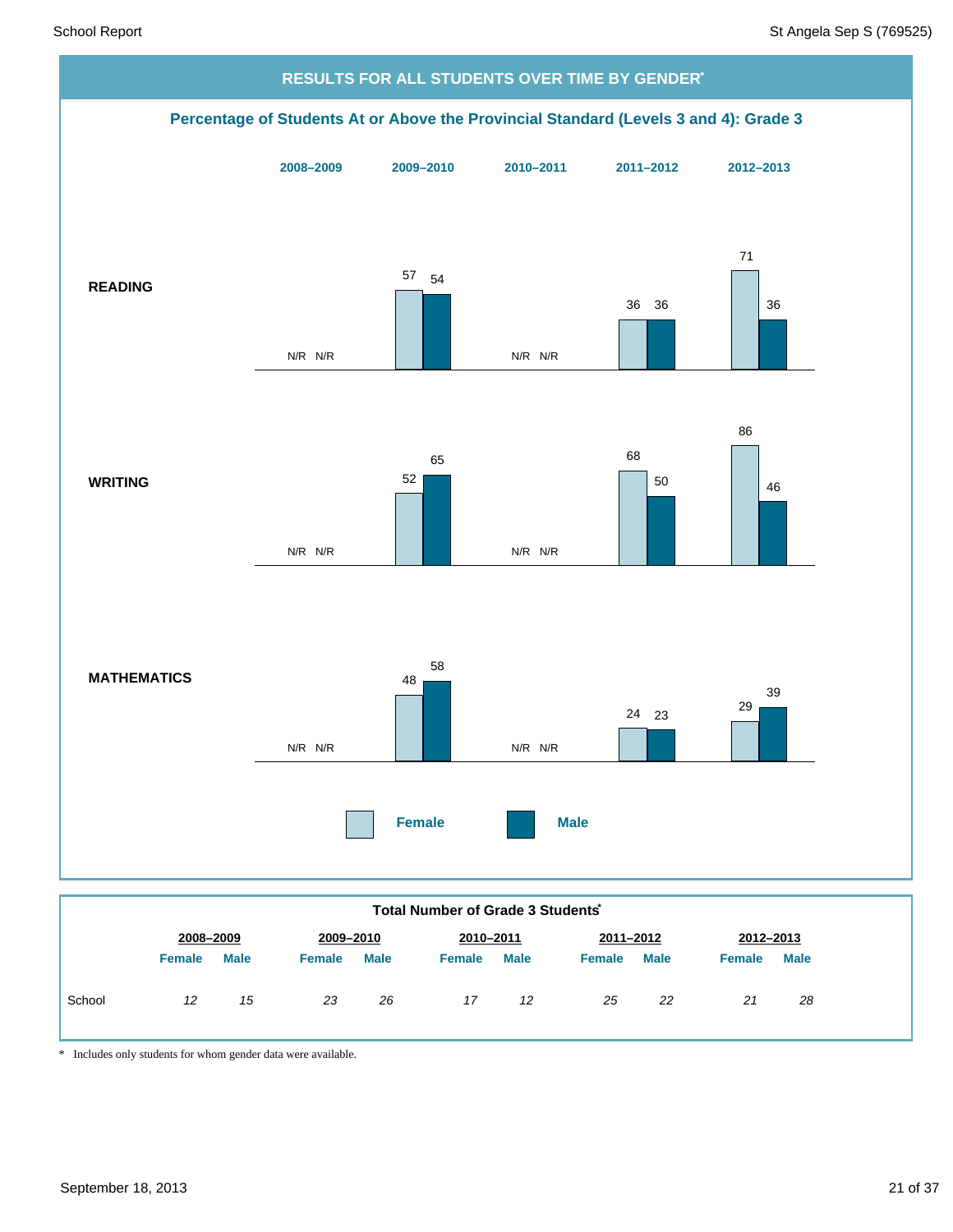## RESULTS FOR ALL STUDENTS OVER TIME BY GENDER*

### Percentage of Students At or Above the Provincial Standard (Levels 3 and 4): Grade 3

| | 2008–2009 | | 2009–2010 | | 2010–2011 | | 2011–2012 | | 2012–2013 | |
|---|---|---|---|---|---|---|---|---|---|---|
| | Female | Male | Female | Male | Female | Male | Female | Male | Female | Male |
| **READING** | N/R | N/R | 57 | 54 | N/R | N/R | 36 | 36 | 71 | 36 |
| **WRITING** | N/R | N/R | 52 | 65 | N/R | N/R | 68 | 50 | 86 | 46 |
| **MATHEMATICS** | N/R | N/R | 48 | 58 | N/R | N/R | 24 | 23 | 29 | 39 |

### Total Number of Grade 3 Students*

| | 2008–2009 | | 2009–2010 | | 2010–2011 | | 2011–2012 | | 2012–2013 | |
|---|---|---|---|---|---|---|---|---|---|---|
| | Female | Male | Female | Male | Female | Male | Female | Male | Female | Male |
| School | *12* | *15* | *23* | *26* | *17* | *12* | *25* | *22* | *21* | *28* |

\* Includes only students for whom gender data were available.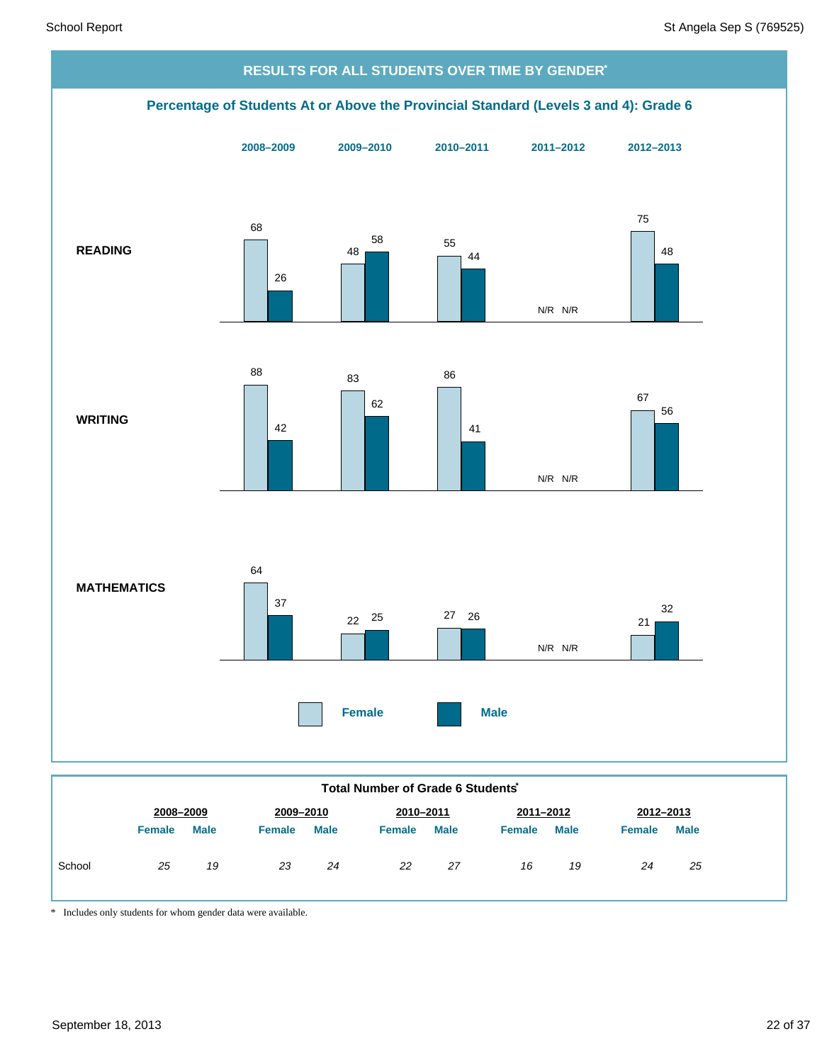## RESULTS FOR ALL STUDENTS OVER TIME BY GENDER*

### Percentage of Students At or Above the Provincial Standard (Levels 3 and 4): Grade 6

| | 2008–2009 | | 2009–2010 | | 2010–2011 | | 2011–2012 | | 2012–2013 | |
|---|---|---|---|---|---|---|---|---|---|---|
| | Female | Male | Female | Male | Female | Male | Female | Male | Female | Male |
| **READING** | 68 | 26 | 48 | 58 | 55 | 44 | N/R | N/R | 75 | 48 |
| **WRITING** | 88 | 42 | 83 | 62 | 86 | 41 | N/R | N/R | 67 | 56 |
| **MATHEMATICS** | 64 | 37 | 22 | 25 | 27 | 26 | N/R | N/R | 21 | 32 |

### Total Number of Grade 6 Students*

| | 2008–2009 | | 2009–2010 | | 2010–2011 | | 2011–2012 | | 2012–2013 | |
|---|---|---|---|---|---|---|---|---|---|---|
| | Female | Male | Female | Male | Female | Male | Female | Male | Female | Male |
| School | *25* | *19* | *23* | *24* | *22* | *27* | *16* | *19* | *24* | *25* |

\* Includes only students for whom gender data were available.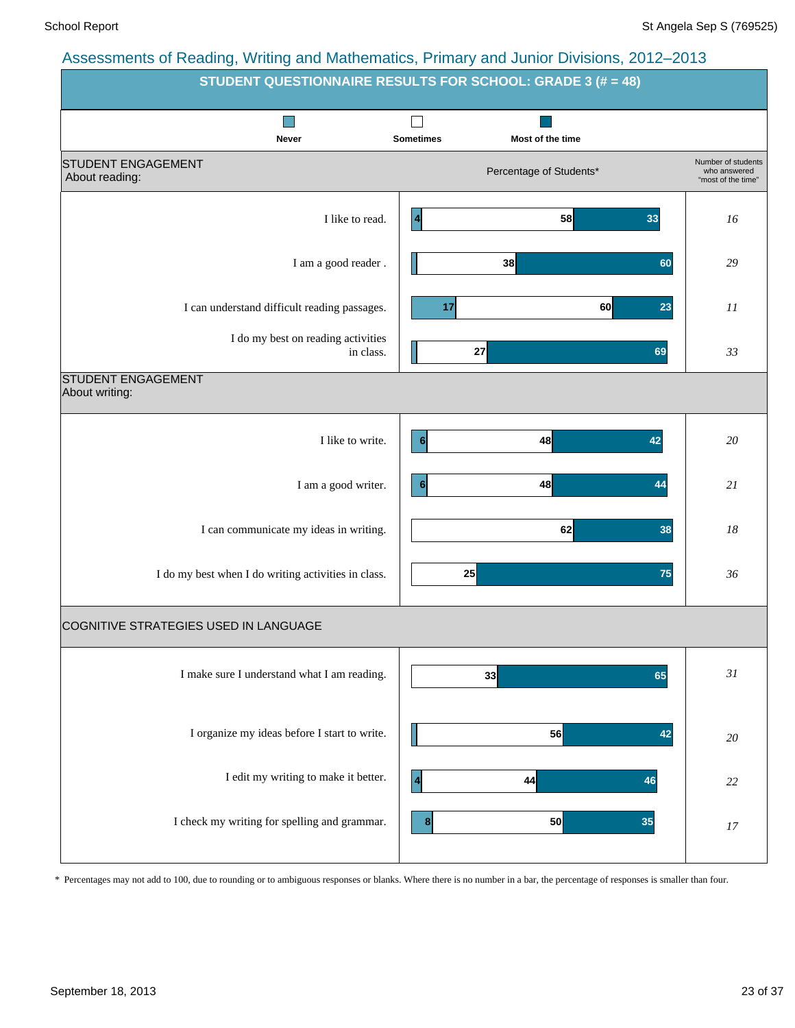## Assessments of Reading, Writing and Mathematics, Primary and Junior Divisions, 2012–2013

### STUDENT QUESTIONNAIRE RESULTS FOR SCHOOL: GRADE 3 (# = 48)

Percentage of Students*

| | Never | Sometimes | Most of the time | Number of students who answered "most of the time" |
|---|---|---|---|---|
| **STUDENT ENGAGEMENT – About reading:** | | | | |
| I like to read. | 4 | 58 | 33 | *16* |
| I am a good reader . | | 38 | 60 | *29* |
| I can understand difficult reading passages. | 17 | 60 | 23 | *11* |
| I do my best on reading activities in class. | | 27 | 69 | *33* |
| **STUDENT ENGAGEMENT – About writing:** | | | | |
| I like to write. | 6 | 48 | 42 | *20* |
| I am a good writer. | 6 | 48 | 44 | *21* |
| I can communicate my ideas in writing. | | 62 | 38 | *18* |
| I do my best when I do writing activities in class. | | 25 | 75 | *36* |
| **COGNITIVE STRATEGIES USED IN LANGUAGE** | | | | |
| I make sure I understand what I am reading. | | 33 | 65 | *31* |
| I organize my ideas before I start to write. | | 56 | 42 | *20* |
| I edit my writing to make it better. | 4 | 44 | 46 | *22* |
| I check my writing for spelling and grammar. | 8 | 50 | 35 | *17* |

\* Percentages may not add to 100, due to rounding or to ambiguous responses or blanks. Where there is no number in a bar, the percentage of responses is smaller than four.

September 18, 2013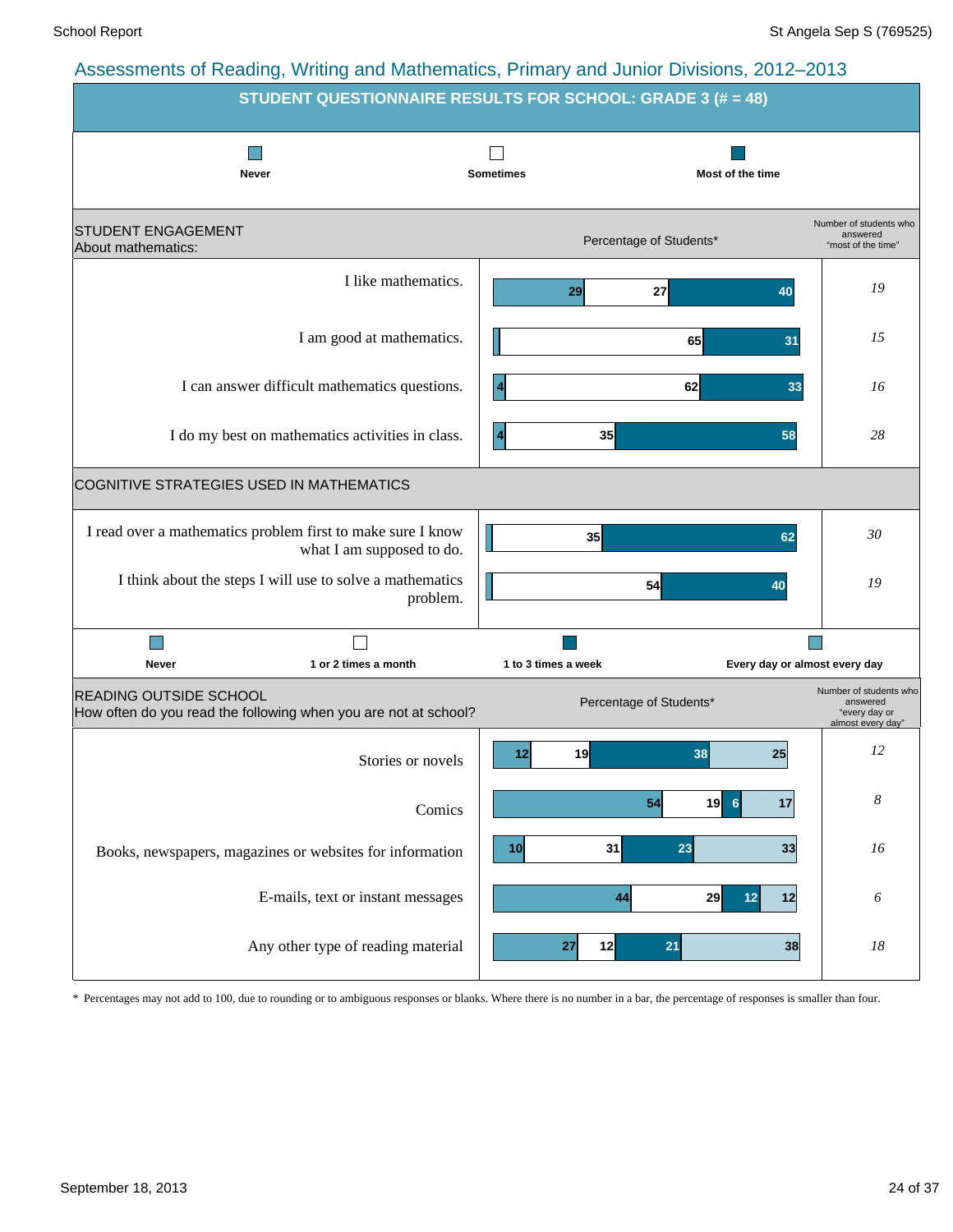## Assessments of Reading, Writing and Mathematics, Primary and Junior Divisions, 2012–2013

### STUDENT QUESTIONNAIRE RESULTS FOR SCHOOL: GRADE 3 (# = 48)

**STUDENT ENGAGEMENT**
About mathematics:

Percentage of Students*

| Statement | Never | Sometimes | Most of the time | Number of students who answered "most of the time" |
|---|---|---|---|---|
| I like mathematics. | 29 | 27 | 40 | 19 |
| I am good at mathematics. | | 65 | 31 | 15 |
| I can answer difficult mathematics questions. | 4 | 62 | 33 | 16 |
| I do my best on mathematics activities in class. | 4 | 35 | 58 | 28 |

**COGNITIVE STRATEGIES USED IN MATHEMATICS**

| Statement | Never | Sometimes | Most of the time | Number of students who answered "most of the time" |
|---|---|---|---|---|
| I read over a mathematics problem first to make sure I know what I am supposed to do. | | 35 | 62 | 30 |
| I think about the steps I will use to solve a mathematics problem. | | 54 | 40 | 19 |

**READING OUTSIDE SCHOOL**
How often do you read the following when you are not at school?

Percentage of Students*

| Material | Never | 1 or 2 times a month | 1 to 3 times a week | Every day or almost every day | Number of students who answered "every day or almost every day" |
|---|---|---|---|---|---|
| Stories or novels | 12 | 19 | 38 | 25 | 12 |
| Comics | 54 | 19 | 6 | 17 | 8 |
| Books, newspapers, magazines or websites for information | 10 | 31 | 23 | 33 | 16 |
| E-mails, text or instant messages | 44 | 29 | 12 | 12 | 6 |
| Any other type of reading material | 27 | 12 | 21 | 38 | 18 |

* Percentages may not add to 100, due to rounding or to ambiguous responses or blanks. Where there is no number in a bar, the percentage of responses is smaller than four.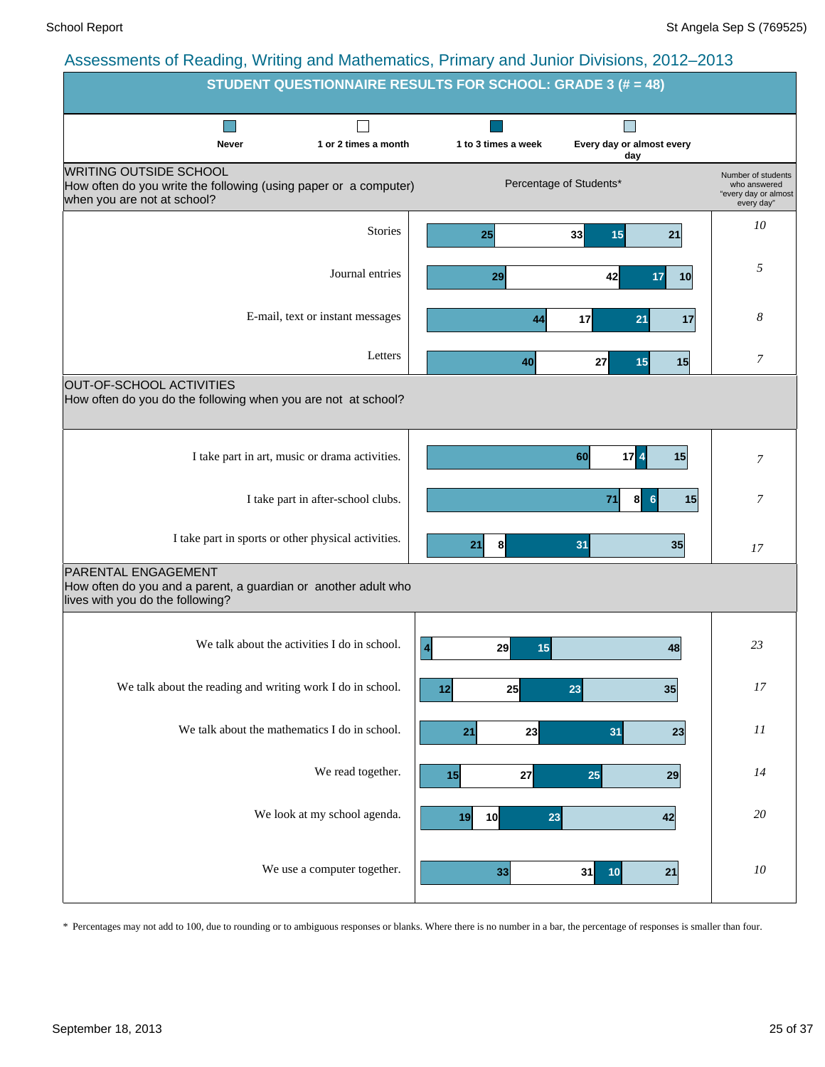## Assessments of Reading, Writing and Mathematics, Primary and Junior Divisions, 2012–2013

### STUDENT QUESTIONNAIRE RESULTS FOR SCHOOL: GRADE 3 (# = 48)

Percentage of Students*

**WRITING OUTSIDE SCHOOL**
How often do you write the following (using paper or a computer) when you are not at school?

| | Never | 1 or 2 times a month | 1 to 3 times a week | Every day or almost every day | Number of students who answered "every day or almost every day" |
|---|---|---|---|---|---|
| Stories | 25 | 33 | 15 | 21 | 10 |
| Journal entries | 29 | 42 | 17 | 10 | 5 |
| E-mail, text or instant messages | 44 | 17 | 21 | 17 | 8 |
| Letters | 40 | 27 | 15 | 15 | 7 |

**OUT-OF-SCHOOL ACTIVITIES**
How often do you do the following when you are not at school?

| | Never | 1 or 2 times a month | 1 to 3 times a week | Every day or almost every day | Number of students who answered "every day or almost every day" |
|---|---|---|---|---|---|
| I take part in art, music or drama activities. | 60 | 17 | 4 | 15 | 7 |
| I take part in after-school clubs. | 71 | 8 | 6 | 15 | 7 |
| I take part in sports or other physical activities. | 21 | 8 | 31 | 35 | 17 |

**PARENTAL ENGAGEMENT**
How often do you and a parent, a guardian or another adult who lives with you do the following?

| | Never | 1 or 2 times a month | 1 to 3 times a week | Every day or almost every day | Number of students who answered "every day or almost every day" |
|---|---|---|---|---|---|
| We talk about the activities I do in school. | 4 | 29 | 15 | 48 | 23 |
| We talk about the reading and writing work I do in school. | 12 | 25 | 23 | 35 | 17 |
| We talk about the mathematics I do in school. | 21 | 23 | 31 | 23 | 11 |
| We read together. | 15 | 27 | 25 | 29 | 14 |
| We look at my school agenda. | 19 | 10 | 23 | 42 | 20 |
| We use a computer together. | 33 | 31 | 10 | 21 | 10 |

\* Percentages may not add to 100, due to rounding or to ambiguous responses or blanks. Where there is no number in a bar, the percentage of responses is smaller than four.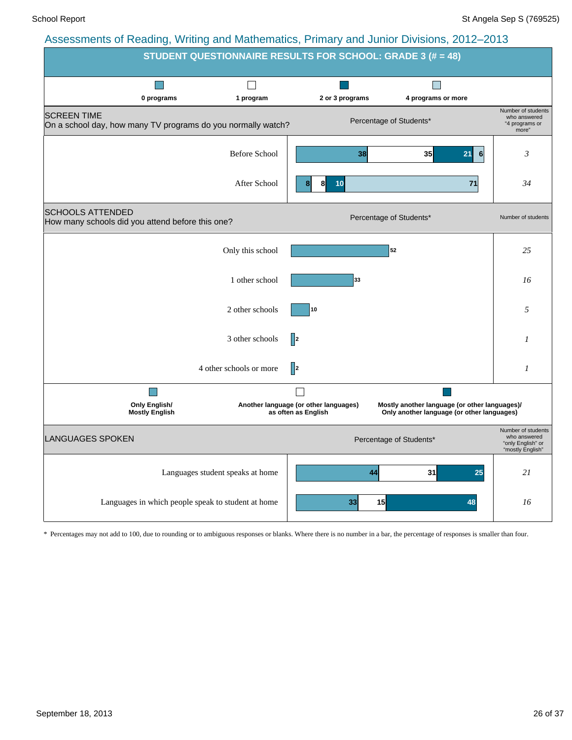## Assessments of Reading, Writing and Mathematics, Primary and Junior Divisions, 2012–2013

### STUDENT QUESTIONNAIRE RESULTS FOR SCHOOL: GRADE 3 (# = 48)

**SCREEN TIME**
On a school day, how many TV programs do you normally watch?

Percentage of Students*

| | 0 programs | 1 program | 2 or 3 programs | 4 programs or more | Number of students who answered "4 programs or more" |
|---|---|---|---|---|---|
| Before School | 38 | 35 | 21 | 6 | 3 |
| After School | 8 | 8 | 10 | 71 | 34 |

**SCHOOLS ATTENDED**
How many schools did you attend before this one?

| | Percentage of Students* | Number of students |
|---|---|---|
| Only this school | 52 | 25 |
| 1 other school | 33 | 16 |
| 2 other schools | 10 | 5 |
| 3 other schools | 2 | 1 |
| 4 other schools or more | 2 | 1 |

**LANGUAGES SPOKEN**

Percentage of Students*

| | Only English/ Mostly English | Another language (or other languages) as often as English | Mostly another language (or other languages)/ Only another language (or other languages) | Number of students who answered "only English" or "mostly English" |
|---|---|---|---|---|
| Languages student speaks at home | 44 | 31 | 25 | 21 |
| Languages in which people speak to student at home | 33 | 15 | 48 | 16 |

\* Percentages may not add to 100, due to rounding or to ambiguous responses or blanks. Where there is no number in a bar, the percentage of responses is smaller than four.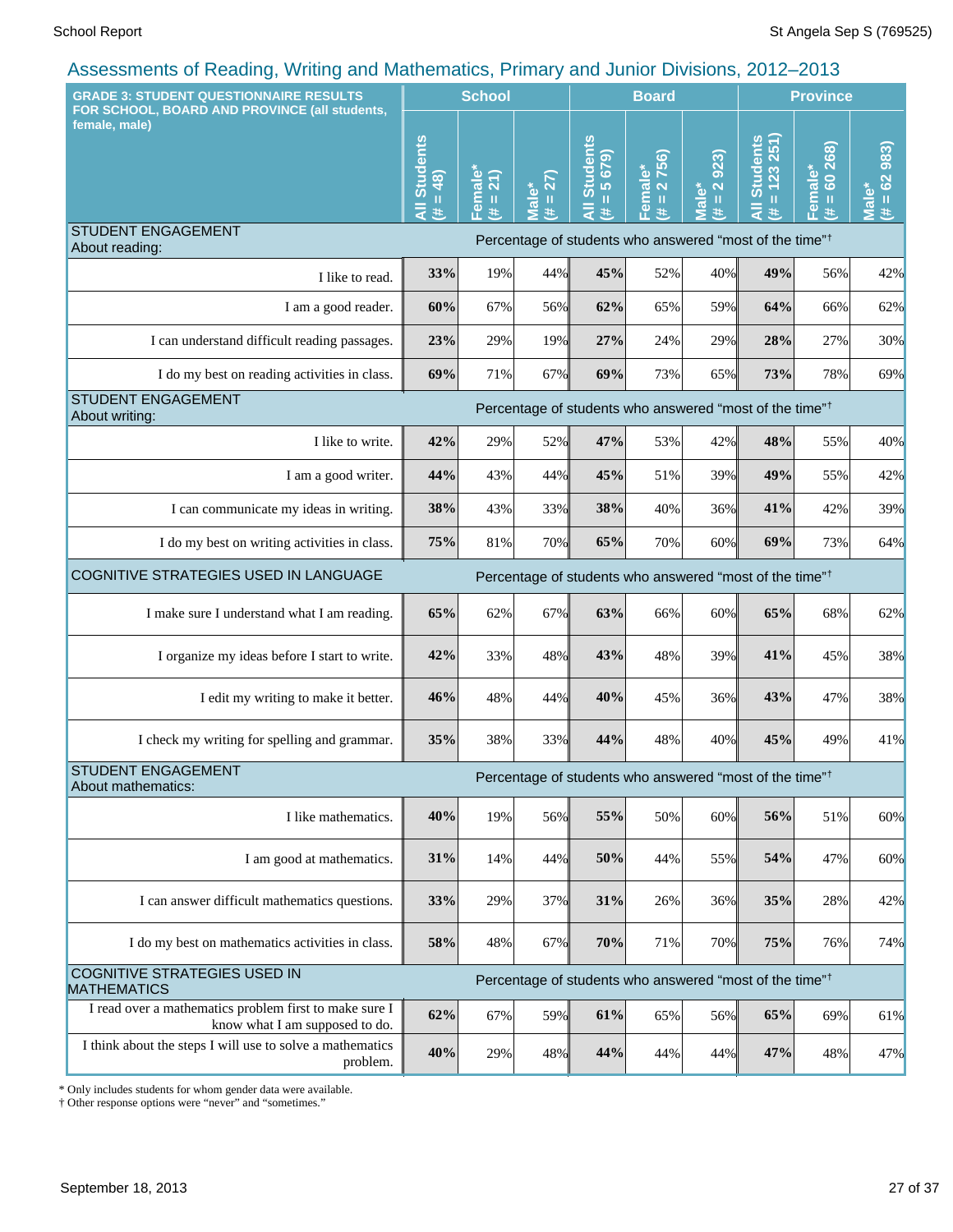## Assessments of Reading, Writing and Mathematics, Primary and Junior Divisions, 2012–2013

| GRADE 3: STUDENT QUESTIONNAIRE RESULTS FOR SCHOOL, BOARD AND PROVINCE (all students, female, male) | School | | | Board | | | Province | | |
|---|---|---|---|---|---|---|---|---|---|
| | All Students (# = 48) | Female* (# = 21) | Male* (# = 27) | All Students (# = 5 679) | Female* (# = 2 756) | Male* (# = 2 923) | All Students (# = 123 251) | Female* (# = 60 268) | Male* (# = 62 983) |
| **STUDENT ENGAGEMENT About reading:** | Percentage of students who answered "most of the time"† | | | | | | | | |
| I like to read. | **33%** | 19% | 44% | **45%** | 52% | 40% | **49%** | 56% | 42% |
| I am a good reader. | **60%** | 67% | 56% | **62%** | 65% | 59% | **64%** | 66% | 62% |
| I can understand difficult reading passages. | **23%** | 29% | 19% | **27%** | 24% | 29% | **28%** | 27% | 30% |
| I do my best on reading activities in class. | **69%** | 71% | 67% | **69%** | 73% | 65% | **73%** | 78% | 69% |
| **STUDENT ENGAGEMENT About writing:** | Percentage of students who answered "most of the time"† | | | | | | | | |
| I like to write. | **42%** | 29% | 52% | **47%** | 53% | 42% | **48%** | 55% | 40% |
| I am a good writer. | **44%** | 43% | 44% | **45%** | 51% | 39% | **49%** | 55% | 42% |
| I can communicate my ideas in writing. | **38%** | 43% | 33% | **38%** | 40% | 36% | **41%** | 42% | 39% |
| I do my best on writing activities in class. | **75%** | 81% | 70% | **65%** | 70% | 60% | **69%** | 73% | 64% |
| **COGNITIVE STRATEGIES USED IN LANGUAGE** | Percentage of students who answered "most of the time"† | | | | | | | | |
| I make sure I understand what I am reading. | **65%** | 62% | 67% | **63%** | 66% | 60% | **65%** | 68% | 62% |
| I organize my ideas before I start to write. | **42%** | 33% | 48% | **43%** | 48% | 39% | **41%** | 45% | 38% |
| I edit my writing to make it better. | **46%** | 48% | 44% | **40%** | 45% | 36% | **43%** | 47% | 38% |
| I check my writing for spelling and grammar. | **35%** | 38% | 33% | **44%** | 48% | 40% | **45%** | 49% | 41% |
| **STUDENT ENGAGEMENT About mathematics:** | Percentage of students who answered "most of the time"† | | | | | | | | |
| I like mathematics. | **40%** | 19% | 56% | **55%** | 50% | 60% | **56%** | 51% | 60% |
| I am good at mathematics. | **31%** | 14% | 44% | **50%** | 44% | 55% | **54%** | 47% | 60% |
| I can answer difficult mathematics questions. | **33%** | 29% | 37% | **31%** | 26% | 36% | **35%** | 28% | 42% |
| I do my best on mathematics activities in class. | **58%** | 48% | 67% | **70%** | 71% | 70% | **75%** | 76% | 74% |
| **COGNITIVE STRATEGIES USED IN MATHEMATICS** | Percentage of students who answered "most of the time"† | | | | | | | | |
| I read over a mathematics problem first to make sure I know what I am supposed to do. | **62%** | 67% | 59% | **61%** | 65% | 56% | **65%** | 69% | 61% |
| I think about the steps I will use to solve a mathematics problem. | **40%** | 29% | 48% | **44%** | 44% | 44% | **47%** | 48% | 47% |

\* Only includes students for whom gender data were available.
† Other response options were "never" and "sometimes."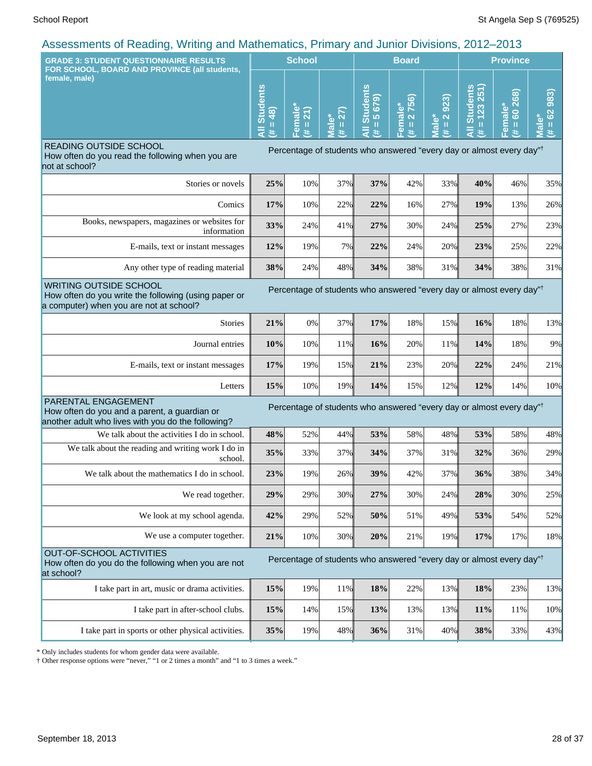## Assessments of Reading, Writing and Mathematics, Primary and Junior Divisions, 2012–2013

| GRADE 3: STUDENT QUESTIONNAIRE RESULTS FOR SCHOOL, BOARD AND PROVINCE (all students, female, male) | School | | | Board | | | Province | | |
|---|---|---|---|---|---|---|---|---|---|
| | All Students (# = 48) | Female* (# = 21) | Male* (# = 27) | All Students (# = 5 679) | Female* (# = 2 756) | Male* (# = 2 923) | All Students (# = 123 251) | Female* (# = 60 268) | Male* (# = 62 983) |
| **READING OUTSIDE SCHOOL** How often do you read the following when you are not at school? | Percentage of students who answered "every day or almost every day"† | | | | | | | | |
| Stories or novels | **25%** | 10% | 37% | **37%** | 42% | 33% | **40%** | 46% | 35% |
| Comics | **17%** | 10% | 22% | **22%** | 16% | 27% | **19%** | 13% | 26% |
| Books, newspapers, magazines or websites for information | **33%** | 24% | 41% | **27%** | 30% | 24% | **25%** | 27% | 23% |
| E-mails, text or instant messages | **12%** | 19% | 7% | **22%** | 24% | 20% | **23%** | 25% | 22% |
| Any other type of reading material | **38%** | 24% | 48% | **34%** | 38% | 31% | **34%** | 38% | 31% |
| **WRITING OUTSIDE SCHOOL** How often do you write the following (using paper or a computer) when you are not at school? | Percentage of students who answered "every day or almost every day"† | | | | | | | | |
| Stories | **21%** | 0% | 37% | **17%** | 18% | 15% | **16%** | 18% | 13% |
| Journal entries | **10%** | 10% | 11% | **16%** | 20% | 11% | **14%** | 18% | 9% |
| E-mails, text or instant messages | **17%** | 19% | 15% | **21%** | 23% | 20% | **22%** | 24% | 21% |
| Letters | **15%** | 10% | 19% | **14%** | 15% | 12% | **12%** | 14% | 10% |
| **PARENTAL ENGAGEMENT** How often do you and a parent, a guardian or another adult who lives with you do the following? | Percentage of students who answered "every day or almost every day"† | | | | | | | | |
| We talk about the activities I do in school. | **48%** | 52% | 44% | **53%** | 58% | 48% | **53%** | 58% | 48% |
| We talk about the reading and writing work I do in school. | **35%** | 33% | 37% | **34%** | 37% | 31% | **32%** | 36% | 29% |
| We talk about the mathematics I do in school. | **23%** | 19% | 26% | **39%** | 42% | 37% | **36%** | 38% | 34% |
| We read together. | **29%** | 29% | 30% | **27%** | 30% | 24% | **28%** | 30% | 25% |
| We look at my school agenda. | **42%** | 29% | 52% | **50%** | 51% | 49% | **53%** | 54% | 52% |
| We use a computer together. | **21%** | 10% | 30% | **20%** | 21% | 19% | **17%** | 17% | 18% |
| **OUT-OF-SCHOOL ACTIVITIES** How often do you do the following when you are not at school? | Percentage of students who answered "every day or almost every day"† | | | | | | | | |
| I take part in art, music or drama activities. | **15%** | 19% | 11% | **18%** | 22% | 13% | **18%** | 23% | 13% |
| I take part in after-school clubs. | **15%** | 14% | 15% | **13%** | 13% | 13% | **11%** | 11% | 10% |
| I take part in sports or other physical activities. | **35%** | 19% | 48% | **36%** | 31% | 40% | **38%** | 33% | 43% |

\* Only includes students for whom gender data were available.

† Other response options were "never," "1 or 2 times a month" and "1 to 3 times a week."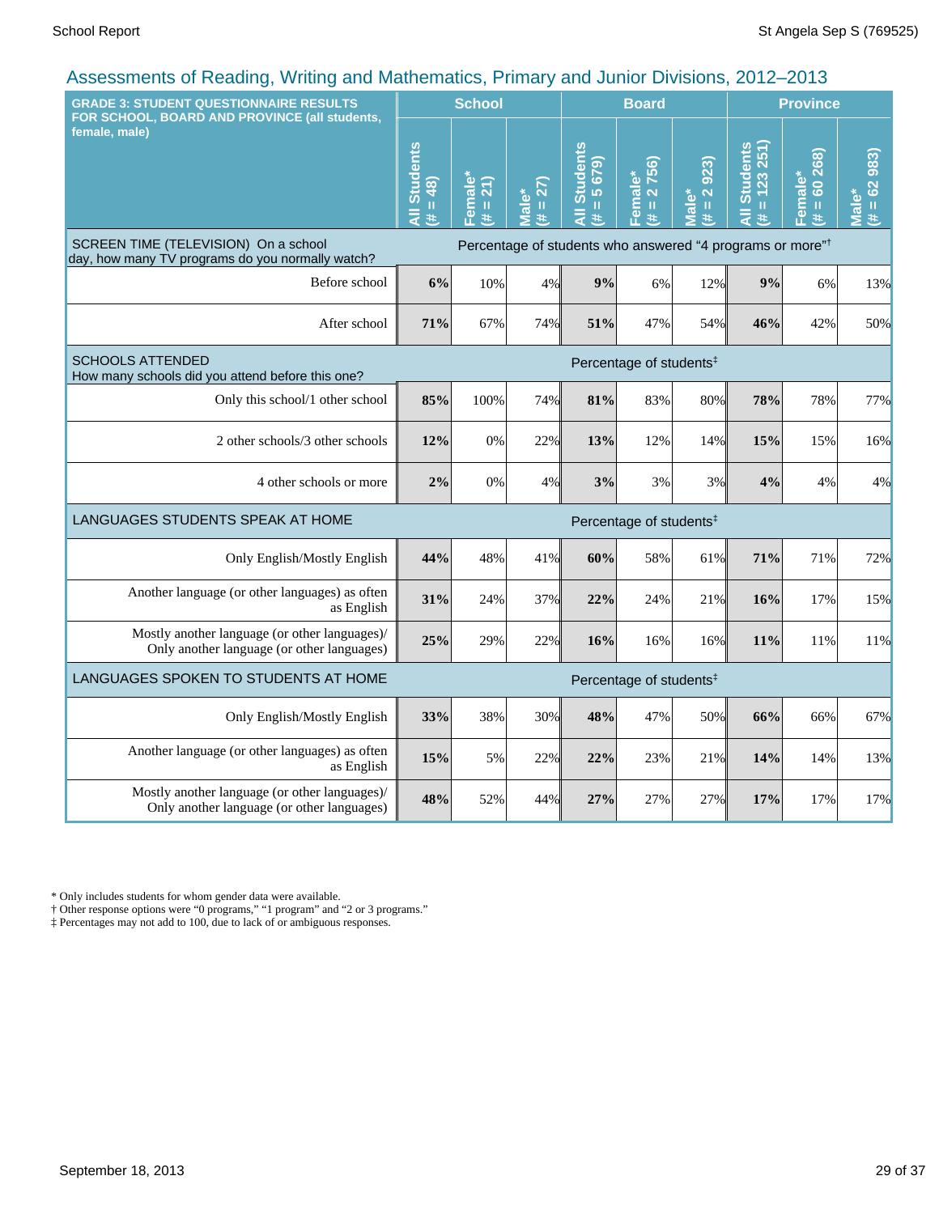## Assessments of Reading, Writing and Mathematics, Primary and Junior Divisions, 2012–2013

| GRADE 3: STUDENT QUESTIONNAIRE RESULTS FOR SCHOOL, BOARD AND PROVINCE (all students, female, male) | School | | | Board | | | Province | | |
|---|---|---|---|---|---|---|---|---|---|
| | All Students (# = 48) | Female* (# = 21) | Male* (# = 27) | All Students (# = 5 679) | Female* (# = 2 756) | Male* (# = 2 923) | All Students (# = 123 251) | Female* (# = 60 268) | Male* (# = 62 983) |
| **SCREEN TIME (TELEVISION)** On a school day, how many TV programs do you normally watch? | Percentage of students who answered "4 programs or more"† | | | | | | | | |
| Before school | **6%** | 10% | 4% | **9%** | 6% | 12% | **9%** | 6% | 13% |
| After school | **71%** | 67% | 74% | **51%** | 47% | 54% | **46%** | 42% | 50% |
| **SCHOOLS ATTENDED** How many schools did you attend before this one? | Percentage of students‡ | | | | | | | | |
| Only this school/1 other school | **85%** | 100% | 74% | **81%** | 83% | 80% | **78%** | 78% | 77% |
| 2 other schools/3 other schools | **12%** | 0% | 22% | **13%** | 12% | 14% | **15%** | 15% | 16% |
| 4 other schools or more | **2%** | 0% | 4% | **3%** | 3% | 3% | **4%** | 4% | 4% |
| **LANGUAGES STUDENTS SPEAK AT HOME** | Percentage of students‡ | | | | | | | | |
| Only English/Mostly English | **44%** | 48% | 41% | **60%** | 58% | 61% | **71%** | 71% | 72% |
| Another language (or other languages) as often as English | **31%** | 24% | 37% | **22%** | 24% | 21% | **16%** | 17% | 15% |
| Mostly another language (or other languages)/ Only another language (or other languages) | **25%** | 29% | 22% | **16%** | 16% | 16% | **11%** | 11% | 11% |
| **LANGUAGES SPOKEN TO STUDENTS AT HOME** | Percentage of students‡ | | | | | | | | |
| Only English/Mostly English | **33%** | 38% | 30% | **48%** | 47% | 50% | **66%** | 66% | 67% |
| Another language (or other languages) as often as English | **15%** | 5% | 22% | **22%** | 23% | 21% | **14%** | 14% | 13% |
| Mostly another language (or other languages)/ Only another language (or other languages) | **48%** | 52% | 44% | **27%** | 27% | 27% | **17%** | 17% | 17% |

\* Only includes students for whom gender data were available.
† Other response options were "0 programs," "1 program" and "2 or 3 programs."
‡ Percentages may not add to 100, due to lack of or ambiguous responses.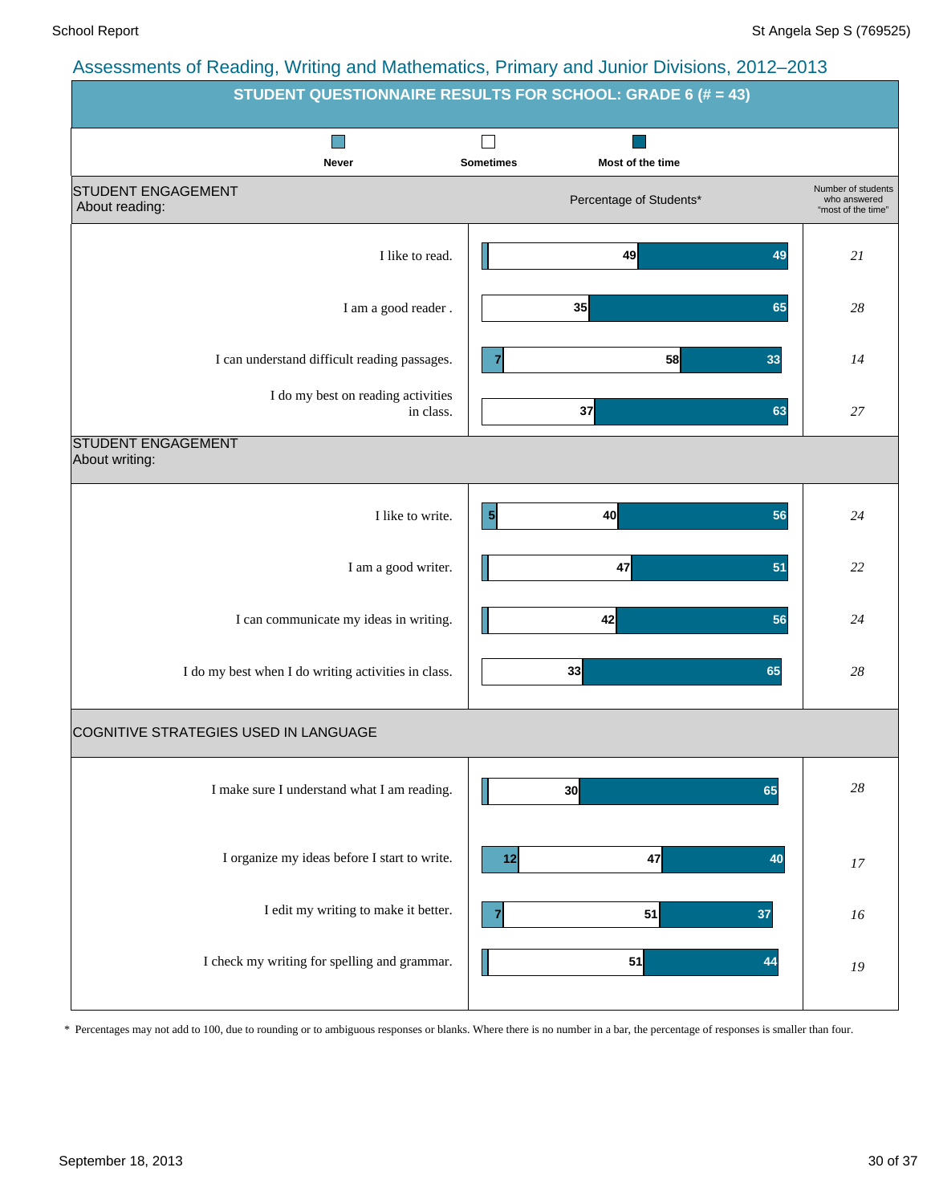## Assessments of Reading, Writing and Mathematics, Primary and Junior Divisions, 2012–2013

### STUDENT QUESTIONNAIRE RESULTS FOR SCHOOL: GRADE 6 (# = 43)

Percentage of Students*

| | Never | Sometimes | Most of the time | Number of students who answered "most of the time" |
|---|---|---|---|---|
| **STUDENT ENGAGEMENT — About reading:** | | | | |
| I like to read. | | 49 | 49 | *21* |
| I am a good reader . | | 35 | 65 | *28* |
| I can understand difficult reading passages. | 7 | 58 | 33 | *14* |
| I do my best on reading activities in class. | | 37 | 63 | *27* |
| **STUDENT ENGAGEMENT — About writing:** | | | | |
| I like to write. | 5 | 40 | 56 | *24* |
| I am a good writer. | | 47 | 51 | *22* |
| I can communicate my ideas in writing. | | 42 | 56 | *24* |
| I do my best when I do writing activities in class. | | 33 | 65 | *28* |
| **COGNITIVE STRATEGIES USED IN LANGUAGE** | | | | |
| I make sure I understand what I am reading. | | 30 | 65 | *28* |
| I organize my ideas before I start to write. | 12 | 47 | 40 | *17* |
| I edit my writing to make it better. | 7 | 51 | 37 | *16* |
| I check my writing for spelling and grammar. | | 51 | 44 | *19* |

* Percentages may not add to 100, due to rounding or to ambiguous responses or blanks. Where there is no number in a bar, the percentage of responses is smaller than four.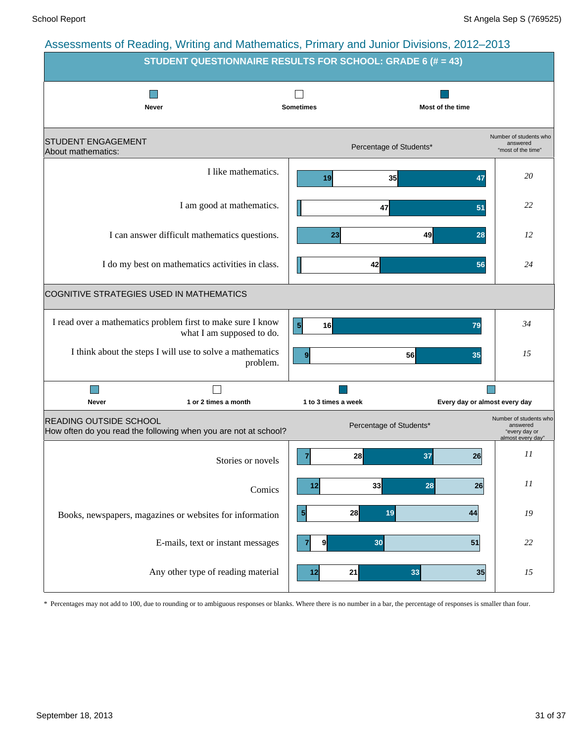## Assessments of Reading, Writing and Mathematics, Primary and Junior Divisions, 2012–2013

### STUDENT QUESTIONNAIRE RESULTS FOR SCHOOL: GRADE 6 (# = 43)

**STUDENT ENGAGEMENT**
About mathematics:

| Statement | Never (%) | Sometimes (%) | Most of the time (%) | Number of students who answered "most of the time" |
|---|---|---|---|---|
| I like mathematics. | 19 | 35 | 47 | *20* |
| I am good at mathematics. | | 47 | 51 | *22* |
| I can answer difficult mathematics questions. | 23 | 49 | 28 | *12* |
| I do my best on mathematics activities in class. | | 42 | 56 | *24* |

**COGNITIVE STRATEGIES USED IN MATHEMATICS**

| Statement | Never (%) | Sometimes (%) | Most of the time (%) | Number of students who answered "most of the time" |
|---|---|---|---|---|
| I read over a mathematics problem first to make sure I know what I am supposed to do. | 5 | 16 | 79 | *34* |
| I think about the steps I will use to solve a mathematics problem. | 9 | 56 | 35 | *15* |

**READING OUTSIDE SCHOOL**
How often do you read the following when you are not at school?

| Reading material | Never (%) | 1 or 2 times a month (%) | 1 to 3 times a week (%) | Every day or almost every day (%) | Number of students who answered "every day or almost every day" |
|---|---|---|---|---|---|
| Stories or novels | 7 | 28 | 37 | 26 | *11* |
| Comics | 12 | 33 | 28 | 26 | *11* |
| Books, newspapers, magazines or websites for information | 5 | 28 | 19 | 44 | *19* |
| E-mails, text or instant messages | 7 | 9 | 30 | 51 | *22* |
| Any other type of reading material | 12 | 21 | 33 | 35 | *15* |

* Percentages may not add to 100, due to rounding or to ambiguous responses or blanks. Where there is no number in a bar, the percentage of responses is smaller than four.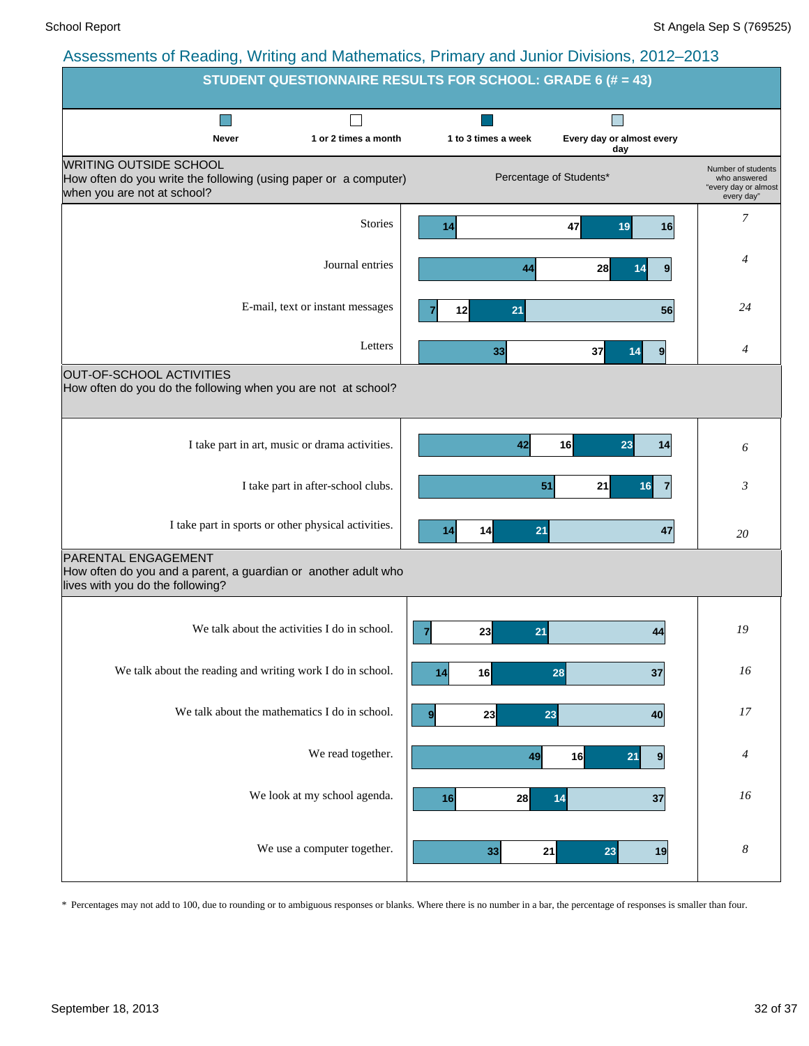## Assessments of Reading, Writing and Mathematics, Primary and Junior Divisions, 2012–2013

### STUDENT QUESTIONNAIRE RESULTS FOR SCHOOL: GRADE 6 (# = 43)

Percentage of Students*

| | Never | 1 or 2 times a month | 1 to 3 times a week | Every day or almost every day | Number of students who answered "every day or almost every day" |
|---|---|---|---|---|---|
| **WRITING OUTSIDE SCHOOL** How often do you write the following (using paper or a computer) when you are not at school? | | | | | |
| Stories | 14 | 47 | 19 | 16 | 7 |
| Journal entries | 44 | 28 | 14 | 9 | 4 |
| E-mail, text or instant messages | 7 | 12 | 21 | 56 | 24 |
| Letters | 33 | 37 | 14 | 9 | 4 |
| **OUT-OF-SCHOOL ACTIVITIES** How often do you do the following when you are not at school? | | | | | |
| I take part in art, music or drama activities. | 42 | 16 | 23 | 14 | 6 |
| I take part in after-school clubs. | 51 | 21 | 16 | 7 | 3 |
| I take part in sports or other physical activities. | 14 | 14 | 21 | 47 | 20 |
| **PARENTAL ENGAGEMENT** How often do you and a parent, a guardian or another adult who lives with you do the following? | | | | | |
| We talk about the activities I do in school. | 7 | 23 | 21 | 44 | 19 |
| We talk about the reading and writing work I do in school. | 14 | 16 | 28 | 37 | 16 |
| We talk about the mathematics I do in school. | 9 | 23 | 23 | 40 | 17 |
| We read together. | 49 | 16 | 21 | 9 | 4 |
| We look at my school agenda. | 16 | 28 | 14 | 37 | 16 |
| We use a computer together. | 33 | 21 | 23 | 19 | 8 |

\* Percentages may not add to 100, due to rounding or to ambiguous responses or blanks. Where there is no number in a bar, the percentage of responses is smaller than four.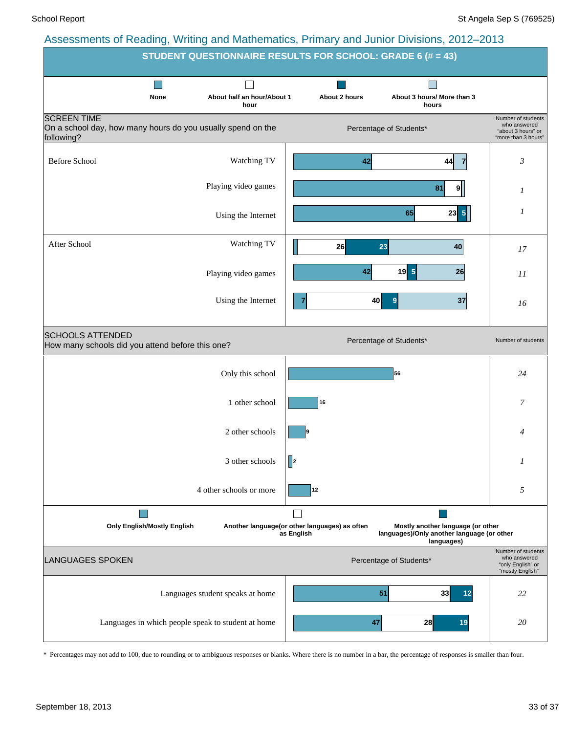# Assessments of Reading, Writing and Mathematics, Primary and Junior Divisions, 2012–2013

## STUDENT QUESTIONNAIRE RESULTS FOR SCHOOL: GRADE 6 (# = 43)

### SCREEN TIME

On a school day, how many hours do you usually spend on the following?

Percentage of Students*

| | | None | About half an hour/About 1 hour | About 2 hours | About 3 hours/ More than 3 hours | Number of students who answered "about 3 hours" or "more than 3 hours" |
|---|---|---|---|---|---|---|
| Before School | Watching TV | 42 | 44 | | 7 | 3 |
| | Playing video games | 81 | 9 | | | 1 |
| | Using the Internet | 65 | 23 | 5 | | 1 |
| After School | Watching TV | | 26 | 23 | 40 | 17 |
| | Playing video games | 42 | 19 | 5 | 26 | 11 |
| | Using the Internet | 7 | 40 | 9 | 37 | 16 |

### SCHOOLS ATTENDED

How many schools did you attend before this one?

| | Percentage of Students* | Number of students |
|---|---|---|
| Only this school | 56 | 24 |
| 1 other school | 16 | 7 |
| 2 other schools | 9 | 4 |
| 3 other schools | 2 | 1 |
| 4 other schools or more | 12 | 5 |

### LANGUAGES SPOKEN

Percentage of Students*

| | Only English/Mostly English | Another language(or other languages) as often as English | Mostly another language (or other languages)/Only another language (or other languages) | Number of students who answered "only English" or "mostly English" |
|---|---|---|---|---|
| Languages student speaks at home | 51 | 33 | 12 | 22 |
| Languages in which people speak to student at home | 47 | 28 | 19 | 20 |

\* Percentages may not add to 100, due to rounding or to ambiguous responses or blanks. Where there is no number in a bar, the percentage of responses is smaller than four.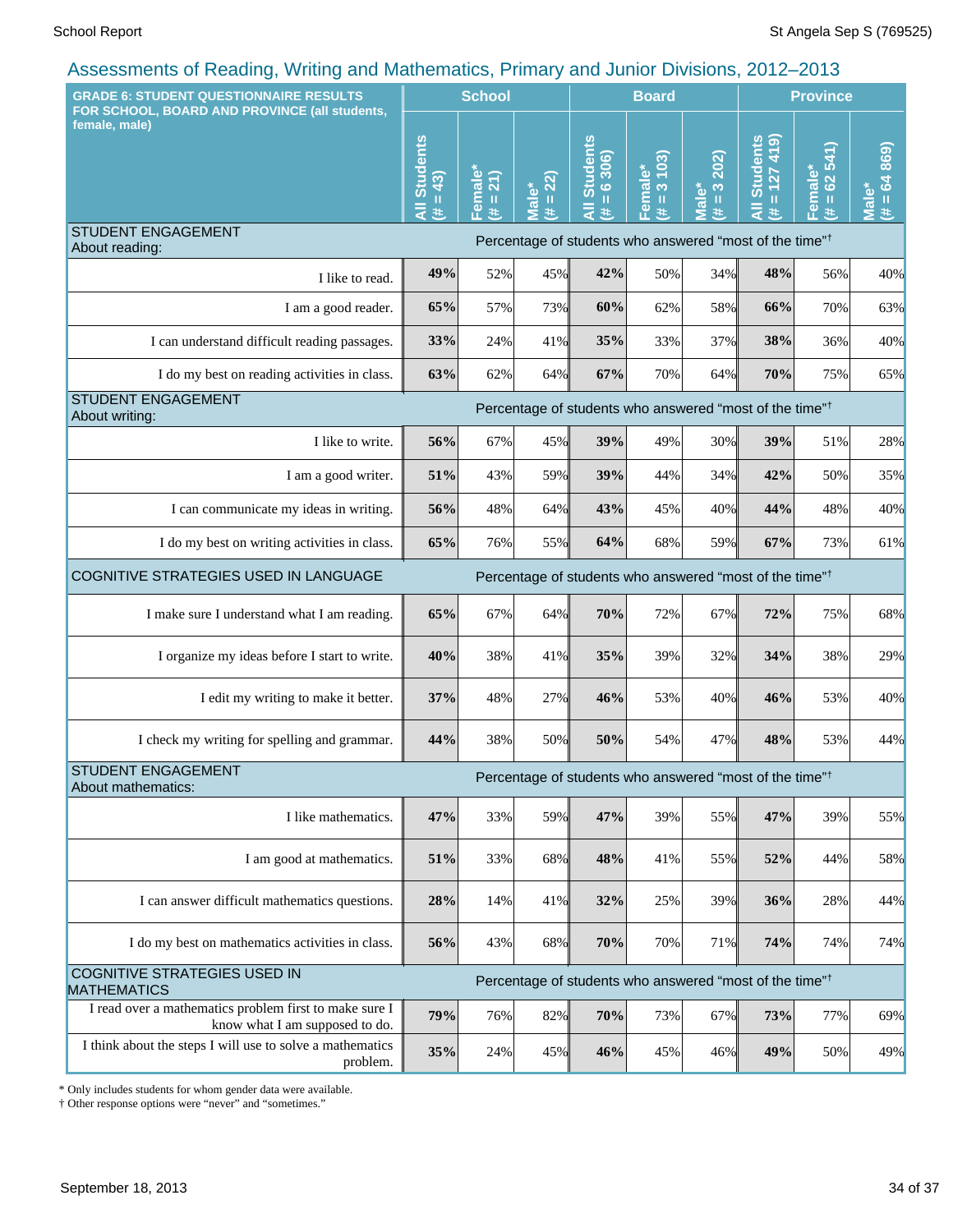## Assessments of Reading, Writing and Mathematics, Primary and Junior Divisions, 2012–2013

| GRADE 6: STUDENT QUESTIONNAIRE RESULTS FOR SCHOOL, BOARD AND PROVINCE (all students, female, male) | School | | | Board | | | Province | | |
|---|---|---|---|---|---|---|---|---|---|
| | All Students (# = 43) | Female* (# = 21) | Male* (# = 22) | All Students (# = 6 306) | Female* (# = 3 103) | Male* (# = 3 202) | All Students (# = 127 419) | Female* (# = 62 541) | Male* (# = 64 869) |
| **STUDENT ENGAGEMENT About reading:** | Percentage of students who answered "most of the time"† | | | | | | | | |
| I like to read. | **49%** | 52% | 45% | **42%** | 50% | 34% | **48%** | 56% | 40% |
| I am a good reader. | **65%** | 57% | 73% | **60%** | 62% | 58% | **66%** | 70% | 63% |
| I can understand difficult reading passages. | **33%** | 24% | 41% | **35%** | 33% | 37% | **38%** | 36% | 40% |
| I do my best on reading activities in class. | **63%** | 62% | 64% | **67%** | 70% | 64% | **70%** | 75% | 65% |
| **STUDENT ENGAGEMENT About writing:** | Percentage of students who answered "most of the time"† | | | | | | | | |
| I like to write. | **56%** | 67% | 45% | **39%** | 49% | 30% | **39%** | 51% | 28% |
| I am a good writer. | **51%** | 43% | 59% | **39%** | 44% | 34% | **42%** | 50% | 35% |
| I can communicate my ideas in writing. | **56%** | 48% | 64% | **43%** | 45% | 40% | **44%** | 48% | 40% |
| I do my best on writing activities in class. | **65%** | 76% | 55% | **64%** | 68% | 59% | **67%** | 73% | 61% |
| **COGNITIVE STRATEGIES USED IN LANGUAGE** | Percentage of students who answered "most of the time"† | | | | | | | | |
| I make sure I understand what I am reading. | **65%** | 67% | 64% | **70%** | 72% | 67% | **72%** | 75% | 68% |
| I organize my ideas before I start to write. | **40%** | 38% | 41% | **35%** | 39% | 32% | **34%** | 38% | 29% |
| I edit my writing to make it better. | **37%** | 48% | 27% | **46%** | 53% | 40% | **46%** | 53% | 40% |
| I check my writing for spelling and grammar. | **44%** | 38% | 50% | **50%** | 54% | 47% | **48%** | 53% | 44% |
| **STUDENT ENGAGEMENT About mathematics:** | Percentage of students who answered "most of the time"† | | | | | | | | |
| I like mathematics. | **47%** | 33% | 59% | **47%** | 39% | 55% | **47%** | 39% | 55% |
| I am good at mathematics. | **51%** | 33% | 68% | **48%** | 41% | 55% | **52%** | 44% | 58% |
| I can answer difficult mathematics questions. | **28%** | 14% | 41% | **32%** | 25% | 39% | **36%** | 28% | 44% |
| I do my best on mathematics activities in class. | **56%** | 43% | 68% | **70%** | 70% | 71% | **74%** | 74% | 74% |
| **COGNITIVE STRATEGIES USED IN MATHEMATICS** | Percentage of students who answered "most of the time"† | | | | | | | | |
| I read over a mathematics problem first to make sure I know what I am supposed to do. | **79%** | 76% | 82% | **70%** | 73% | 67% | **73%** | 77% | 69% |
| I think about the steps I will use to solve a mathematics problem. | **35%** | 24% | 45% | **46%** | 45% | 46% | **49%** | 50% | 49% |

\* Only includes students for whom gender data were available.

† Other response options were "never" and "sometimes."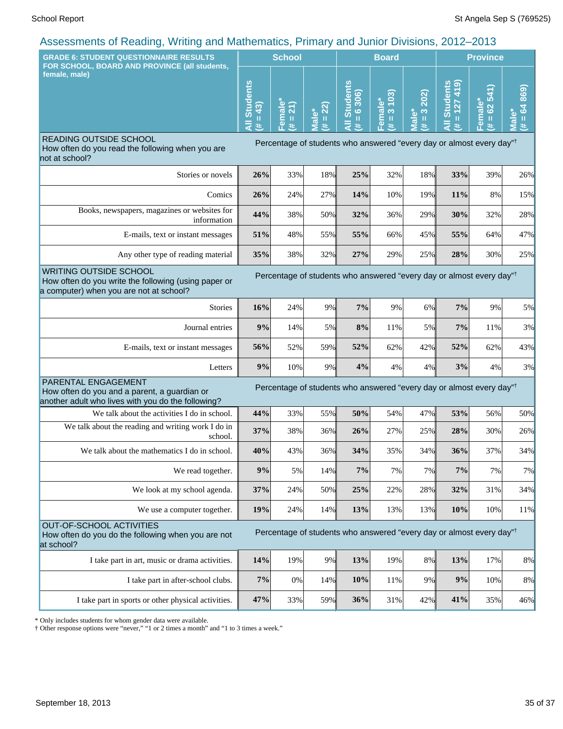## Assessments of Reading, Writing and Mathematics, Primary and Junior Divisions, 2012–2013

| GRADE 6: STUDENT QUESTIONNAIRE RESULTS FOR SCHOOL, BOARD AND PROVINCE (all students, female, male) | School | | | Board | | | Province | | |
|---|---|---|---|---|---|---|---|---|---|
| | All Students (# = 43) | Female* (# = 21) | Male* (# = 22) | All Students (# = 6 306) | Female* (# = 3 103) | Male* (# = 3 202) | All Students (# = 127 419) | Female* (# = 62 541) | Male* (# = 64 869) |
| **READING OUTSIDE SCHOOL** How often do you read the following when you are not at school? | Percentage of students who answered "every day or almost every day"† | | | | | | | | |
| Stories or novels | **26%** | 33% | 18% | **25%** | 32% | 18% | **33%** | 39% | 26% |
| Comics | **26%** | 24% | 27% | **14%** | 10% | 19% | **11%** | 8% | 15% |
| Books, newspapers, magazines or websites for information | **44%** | 38% | 50% | **32%** | 36% | 29% | **30%** | 32% | 28% |
| E-mails, text or instant messages | **51%** | 48% | 55% | **55%** | 66% | 45% | **55%** | 64% | 47% |
| Any other type of reading material | **35%** | 38% | 32% | **27%** | 29% | 25% | **28%** | 30% | 25% |
| **WRITING OUTSIDE SCHOOL** How often do you write the following (using paper or a computer) when you are not at school? | Percentage of students who answered "every day or almost every day"† | | | | | | | | |
| Stories | **16%** | 24% | 9% | **7%** | 9% | 6% | **7%** | 9% | 5% |
| Journal entries | **9%** | 14% | 5% | **8%** | 11% | 5% | **7%** | 11% | 3% |
| E-mails, text or instant messages | **56%** | 52% | 59% | **52%** | 62% | 42% | **52%** | 62% | 43% |
| Letters | **9%** | 10% | 9% | **4%** | 4% | 4% | **3%** | 4% | 3% |
| **PARENTAL ENGAGEMENT** How often do you and a parent, a guardian or another adult who lives with you do the following? | Percentage of students who answered "every day or almost every day"† | | | | | | | | |
| We talk about the activities I do in school. | **44%** | 33% | 55% | **50%** | 54% | 47% | **53%** | 56% | 50% |
| We talk about the reading and writing work I do in school. | **37%** | 38% | 36% | **26%** | 27% | 25% | **28%** | 30% | 26% |
| We talk about the mathematics I do in school. | **40%** | 43% | 36% | **34%** | 35% | 34% | **36%** | 37% | 34% |
| We read together. | **9%** | 5% | 14% | **7%** | 7% | 7% | **7%** | 7% | 7% |
| We look at my school agenda. | **37%** | 24% | 50% | **25%** | 22% | 28% | **32%** | 31% | 34% |
| We use a computer together. | **19%** | 24% | 14% | **13%** | 13% | 13% | **10%** | 10% | 11% |
| **OUT-OF-SCHOOL ACTIVITIES** How often do you do the following when you are not at school? | Percentage of students who answered "every day or almost every day"† | | | | | | | | |
| I take part in art, music or drama activities. | **14%** | 19% | 9% | **13%** | 19% | 8% | **13%** | 17% | 8% |
| I take part in after-school clubs. | **7%** | 0% | 14% | **10%** | 11% | 9% | **9%** | 10% | 8% |
| I take part in sports or other physical activities. | **47%** | 33% | 59% | **36%** | 31% | 42% | **41%** | 35% | 46% |

* Only includes students for whom gender data were available.
† Other response options were "never," "1 or 2 times a month" and "1 to 3 times a week."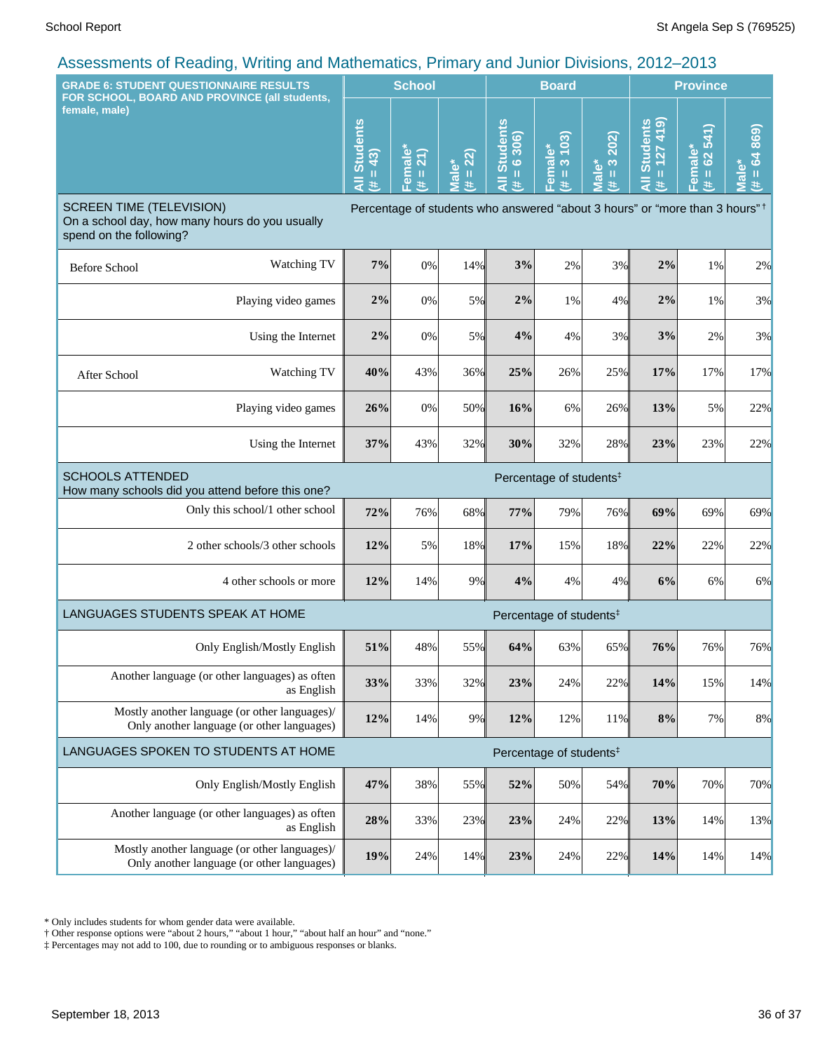## Assessments of Reading, Writing and Mathematics, Primary and Junior Divisions, 2012–2013

| GRADE 6: STUDENT QUESTIONNAIRE RESULTS FOR SCHOOL, BOARD AND PROVINCE (all students, female, male) | | School | | | Board | | | Province | | |
|---|---|---|---|---|---|---|---|---|---|---|
| | | All Students (# = 43) | Female* (# = 21) | Male* (# = 22) | All Students (# = 6 306) | Female* (# = 3 103) | Male* (# = 3 202) | All Students (# = 127 419) | Female* (# = 62 541) | Male* (# = 64 869) |
| **SCREEN TIME (TELEVISION)** On a school day, how many hours do you usually spend on the following? | | Percentage of students who answered "about 3 hours" or "more than 3 hours" † | | | | | | | | |
| Before School | Watching TV | **7%** | 0% | 14% | **3%** | 2% | 3% | **2%** | 1% | 2% |
| | Playing video games | **2%** | 0% | 5% | **2%** | 1% | 4% | **2%** | 1% | 3% |
| | Using the Internet | **2%** | 0% | 5% | **4%** | 4% | 3% | **3%** | 2% | 3% |
| After School | Watching TV | **40%** | 43% | 36% | **25%** | 26% | 25% | **17%** | 17% | 17% |
| | Playing video games | **26%** | 0% | 50% | **16%** | 6% | 26% | **13%** | 5% | 22% |
| | Using the Internet | **37%** | 43% | 32% | **30%** | 32% | 28% | **23%** | 23% | 22% |
| **SCHOOLS ATTENDED** How many schools did you attend before this one? | | Percentage of students‡ | | | | | | | | |
| | Only this school/1 other school | **72%** | 76% | 68% | **77%** | 79% | 76% | **69%** | 69% | 69% |
| | 2 other schools/3 other schools | **12%** | 5% | 18% | **17%** | 15% | 18% | **22%** | 22% | 22% |
| | 4 other schools or more | **12%** | 14% | 9% | **4%** | 4% | 4% | **6%** | 6% | 6% |
| **LANGUAGES STUDENTS SPEAK AT HOME** | | Percentage of students‡ | | | | | | | | |
| | Only English/Mostly English | **51%** | 48% | 55% | **64%** | 63% | 65% | **76%** | 76% | 76% |
| | Another language (or other languages) as often as English | **33%** | 33% | 32% | **23%** | 24% | 22% | **14%** | 15% | 14% |
| | Mostly another language (or other languages)/ Only another language (or other languages) | **12%** | 14% | 9% | **12%** | 12% | 11% | **8%** | 7% | 8% |
| **LANGUAGES SPOKEN TO STUDENTS AT HOME** | | Percentage of students‡ | | | | | | | | |
| | Only English/Mostly English | **47%** | 38% | 55% | **52%** | 50% | 54% | **70%** | 70% | 70% |
| | Another language (or other languages) as often as English | **28%** | 33% | 23% | **23%** | 24% | 22% | **13%** | 14% | 13% |
| | Mostly another language (or other languages)/ Only another language (or other languages) | **19%** | 24% | 14% | **23%** | 24% | 22% | **14%** | 14% | 14% |

* Only includes students for whom gender data were available.
† Other response options were "about 2 hours," "about 1 hour," "about half an hour" and "none."
‡ Percentages may not add to 100, due to rounding or to ambiguous responses or blanks.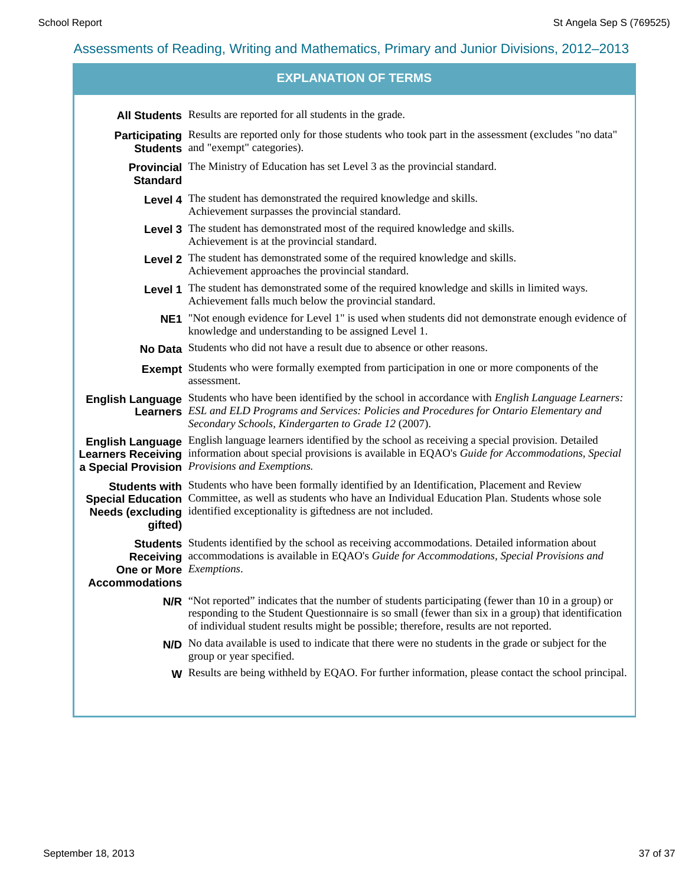## Assessments of Reading, Writing and Mathematics, Primary and Junior Divisions, 2012–2013

### EXPLANATION OF TERMS

**All Students** Results are reported for all students in the grade.

**Participating Students** Results are reported only for those students who took part in the assessment (excludes "no data" and "exempt" categories).

**Provincial Standard** The Ministry of Education has set Level 3 as the provincial standard.

**Level 4** The student has demonstrated the required knowledge and skills. Achievement surpasses the provincial standard.

**Level 3** The student has demonstrated most of the required knowledge and skills. Achievement is at the provincial standard.

**Level 2** The student has demonstrated some of the required knowledge and skills. Achievement approaches the provincial standard.

**Level 1** The student has demonstrated some of the required knowledge and skills in limited ways. Achievement falls much below the provincial standard.

**NE1** "Not enough evidence for Level 1" is used when students did not demonstrate enough evidence of knowledge and understanding to be assigned Level 1.

**No Data** Students who did not have a result due to absence or other reasons.

**Exempt** Students who were formally exempted from participation in one or more components of the assessment.

**English Language Learners** Students who have been identified by the school in accordance with *English Language Learners: ESL and ELD Programs and Services: Policies and Procedures for Ontario Elementary and Secondary Schools, Kindergarten to Grade 12* (2007).

**English Language Learners Receiving a Special Provision** English language learners identified by the school as receiving a special provision. Detailed information about special provisions is available in EQAO's *Guide for Accommodations, Special Provisions and Exemptions.*

**Students with Special Education Needs (excluding gifted)** Students who have been formally identified by an Identification, Placement and Review Committee, as well as students who have an Individual Education Plan. Students whose sole identified exceptionality is giftedness are not included.

**Students Receiving One or More Accommodations** Students identified by the school as receiving accommodations. Detailed information about accommodations is available in EQAO's *Guide for Accommodations, Special Provisions and Exemptions*.

**N/R** "Not reported" indicates that the number of students participating (fewer than 10 in a group) or responding to the Student Questionnaire is so small (fewer than six in a group) that identification of individual student results might be possible; therefore, results are not reported.

**N/D** No data available is used to indicate that there were no students in the grade or subject for the group or year specified.

**W** Results are being withheld by EQAO. For further information, please contact the school principal.